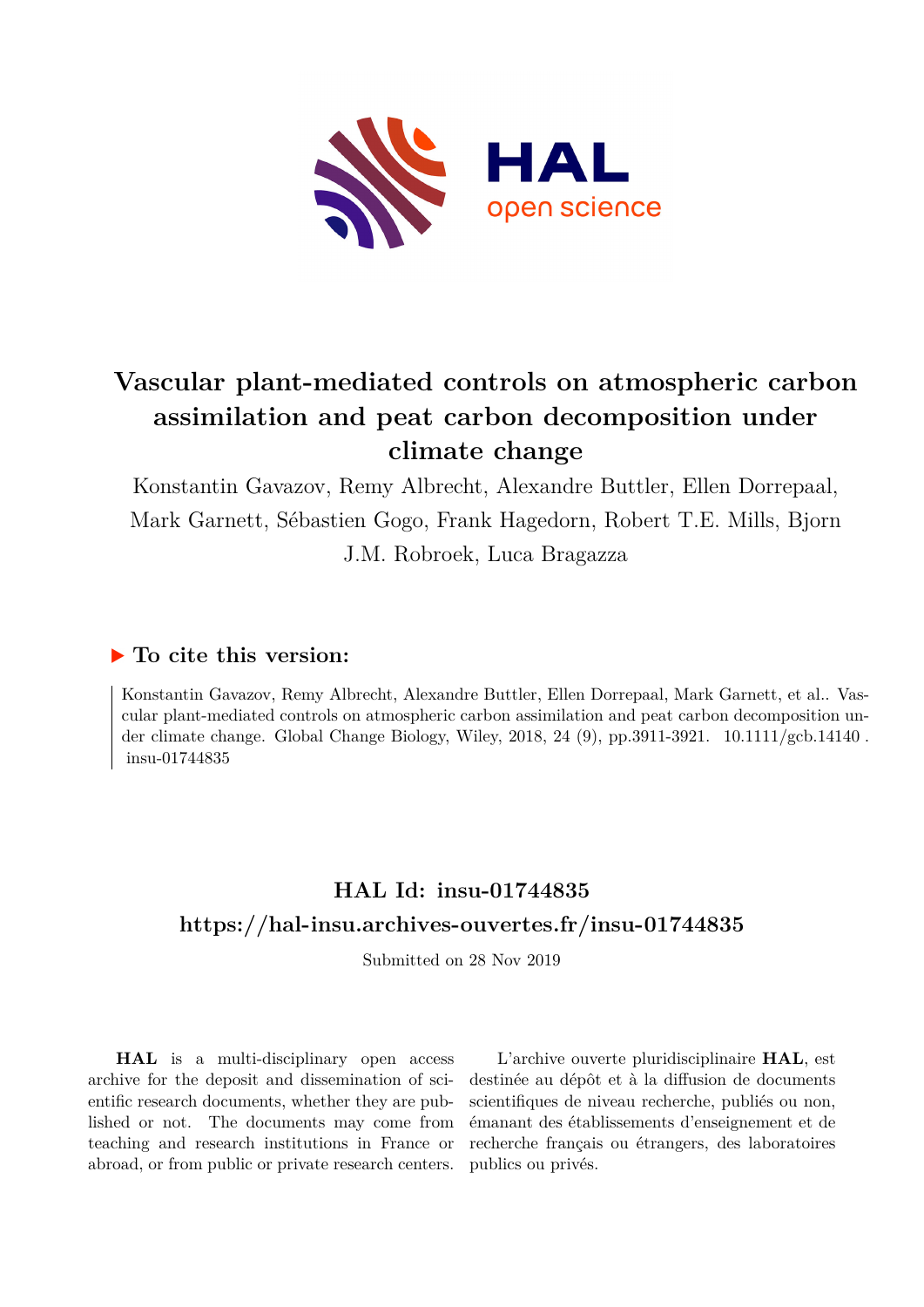# Vascular plant-mediated controls on atmospheric carbon assimilation and peat carbon decomposition under climate change

Konstantin Gavazov, Remy Albrecht, Alexandre Buttler, Ellen Dorrepaal, Mark Garnett, Sébastien Gogo, Frank Hagedorn, Robert T.E. Mills, Bjorn J.M. Robroek, Luca Bragazza

## ▶ To cite this version:

Konstantin Gavazov, Remy Albrecht, Alexandre Buttler, Ellen Dorrepaal, Mark Garnett, et al.. Vascular plant-mediated controls on atmospheric carbon assimilation and peat carbon decomposition under climate change. Global Change Biology, Wiley, 2018, 24 (9), pp.3911-3921. 10.1111/gcb.14140. insu-01744835

## HAL Id: insu-01744835

## https://hal-insu.archives-ouvertes.fr/insu-01744835

Submitted on 28 Nov 2019

**HAL** is a multi-disciplinary open access archive for the deposit and dissemination of scientific research documents, whether they are published or not. The documents may come from teaching and research institutions in France or abroad, or from public or private research centers.

L'archive ouverte pluridisciplinaire **HAL**, est destinée au dépôt et à la diffusion de documents scientifiques de niveau recherche, publiés ou non, émanant des établissements d'enseignement et de recherche français ou étrangers, des laboratoires publics ou privés.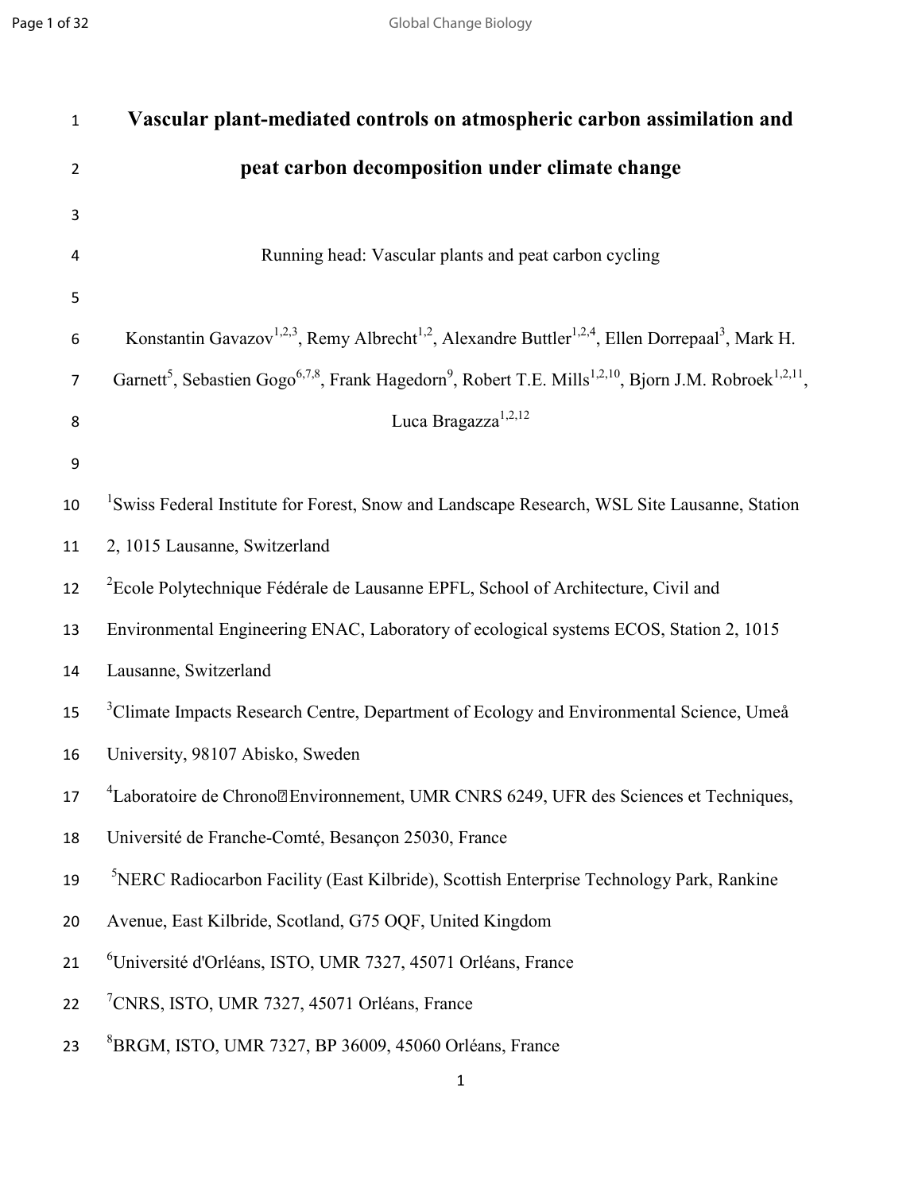# Vascular plant-mediated controls on atmospheric carbon assimilation and peat carbon decomposition under climate change

Running head: Vascular plants and peat carbon cycling

Konstantin Gavazov[1,2,3], Remy Albrecht[1,2], Alexandre Buttler[1,2,4], Ellen Dorrepaal[3], Mark H. Garnett[5], Sebastien Gogo[6,7,8], Frank Hagedorn[9], Robert T.E. Mills[1,2,10], Bjorn J.M. Robroek[1,2,11], Luca Bragazza[1,2,12]

[1]Swiss Federal Institute for Forest, Snow and Landscape Research, WSL Site Lausanne, Station 2, 1015 Lausanne, Switzerland

[2]Ecole Polytechnique Fédérale de Lausanne EPFL, School of Architecture, Civil and Environmental Engineering ENAC, Laboratory of ecological systems ECOS, Station 2, 1015 Lausanne, Switzerland

[3]Climate Impacts Research Centre, Department of Ecology and Environmental Science, Umeå University, 98107 Abisko, Sweden

[4]Laboratoire de Chrono‐Environnement, UMR CNRS 6249, UFR des Sciences et Techniques, Université de Franche-Comté, Besançon 25030, France

[5]NERC Radiocarbon Facility (East Kilbride), Scottish Enterprise Technology Park, Rankine Avenue, East Kilbride, Scotland, G75 OQF, United Kingdom

[6]Université d'Orléans, ISTO, UMR 7327, 45071 Orléans, France

[7]CNRS, ISTO, UMR 7327, 45071 Orléans, France

[8]BRGM, ISTO, UMR 7327, BP 36009, 45060 Orléans, France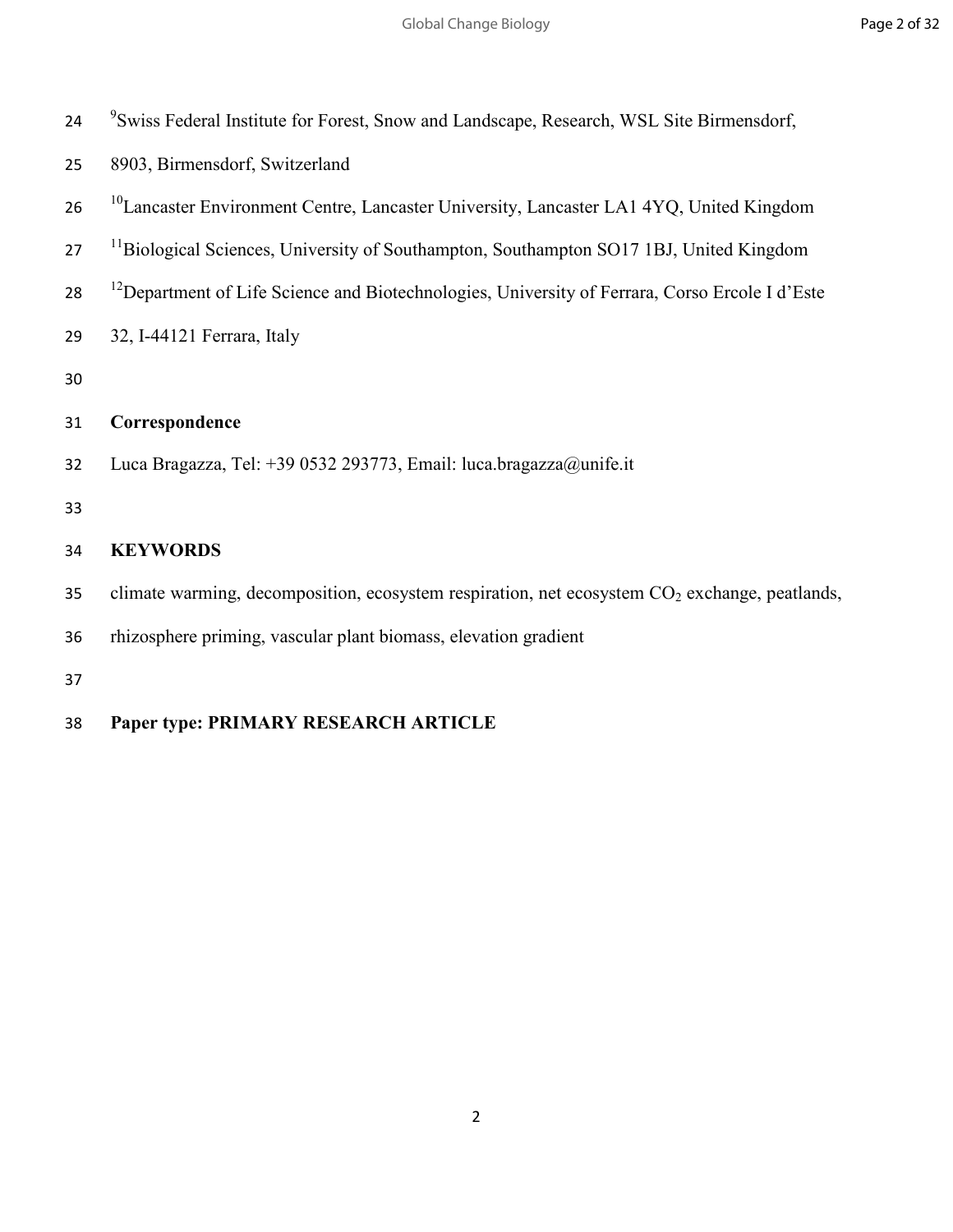[9]Swiss Federal Institute for Forest, Snow and Landscape, Research, WSL Site Birmensdorf, 8903, Birmensdorf, Switzerland

[10]Lancaster Environment Centre, Lancaster University, Lancaster LA1 4YQ, United Kingdom

[11]Biological Sciences, University of Southampton, Southampton SO17 1BJ, United Kingdom

[12]Department of Life Science and Biotechnologies, University of Ferrara, Corso Ercole I d'Este 32, I-44121 Ferrara, Italy

**Correspondence**

Luca Bragazza, Tel: +39 0532 293773, Email: luca.bragazza@unife.it

**KEYWORDS**

climate warming, decomposition, ecosystem respiration, net ecosystem $CO_2$ exchange, peatlands, rhizosphere priming, vascular plant biomass, elevation gradient

**Paper type: PRIMARY RESEARCH ARTICLE**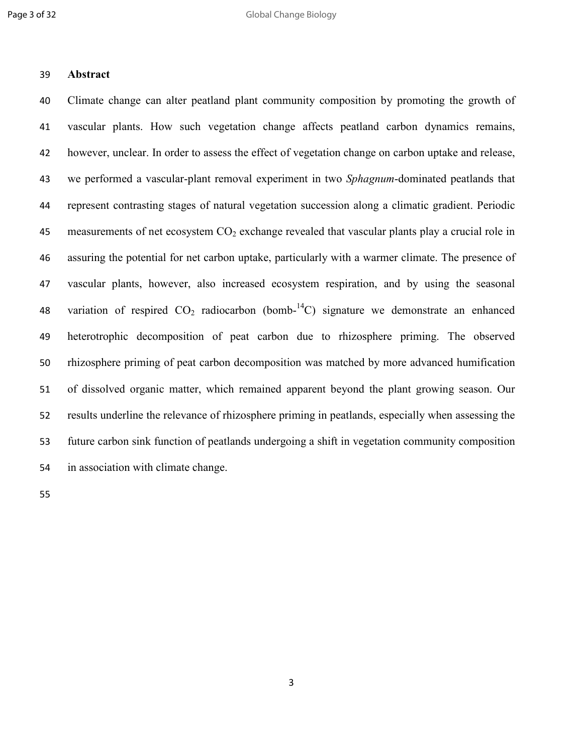## Abstract

Climate change can alter peatland plant community composition by promoting the growth of vascular plants. How such vegetation change affects peatland carbon dynamics remains, however, unclear. In order to assess the effect of vegetation change on carbon uptake and release, we performed a vascular-plant removal experiment in two *Sphagnum*-dominated peatlands that represent contrasting stages of natural vegetation succession along a climatic gradient. Periodic measurements of net ecosystem $CO_2$ exchange revealed that vascular plants play a crucial role in assuring the potential for net carbon uptake, particularly with a warmer climate. The presence of vascular plants, however, also increased ecosystem respiration, and by using the seasonal variation of respired $CO_2$ radiocarbon (bomb-$^{14}C$) signature we demonstrate an enhanced heterotrophic decomposition of peat carbon due to rhizosphere priming. The observed rhizosphere priming of peat carbon decomposition was matched by more advanced humification of dissolved organic matter, which remained apparent beyond the plant growing season. Our results underline the relevance of rhizosphere priming in peatlands, especially when assessing the future carbon sink function of peatlands undergoing a shift in vegetation community composition in association with climate change.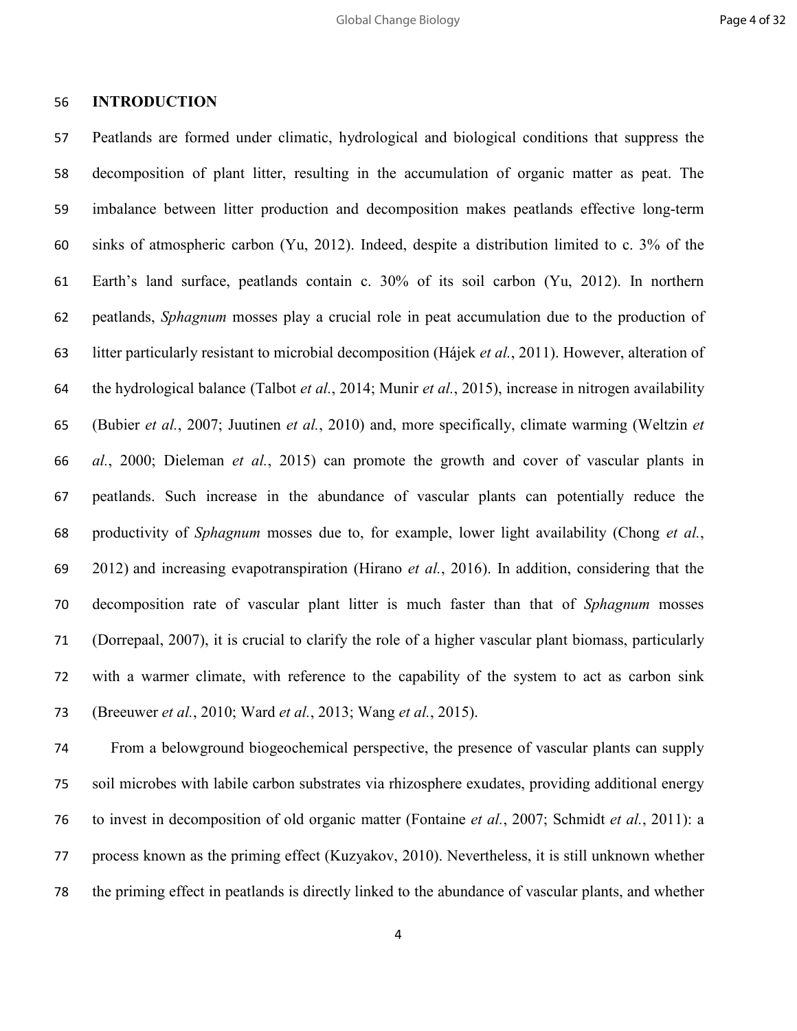## INTRODUCTION

Peatlands are formed under climatic, hydrological and biological conditions that suppress the decomposition of plant litter, resulting in the accumulation of organic matter as peat. The imbalance between litter production and decomposition makes peatlands effective long-term sinks of atmospheric carbon (Yu, 2012). Indeed, despite a distribution limited to c. 3% of the Earth's land surface, peatlands contain c. 30% of its soil carbon (Yu, 2012). In northern peatlands, *Sphagnum* mosses play a crucial role in peat accumulation due to the production of litter particularly resistant to microbial decomposition (Hájek *et al.*, 2011). However, alteration of the hydrological balance (Talbot *et al.*, 2014; Munir *et al.*, 2015), increase in nitrogen availability (Bubier *et al.*, 2007; Juutinen *et al.*, 2010) and, more specifically, climate warming (Weltzin *et al.*, 2000; Dieleman *et al.*, 2015) can promote the growth and cover of vascular plants in peatlands. Such increase in the abundance of vascular plants can potentially reduce the productivity of *Sphagnum* mosses due to, for example, lower light availability (Chong *et al.*, 2012) and increasing evapotranspiration (Hirano *et al.*, 2016). In addition, considering that the decomposition rate of vascular plant litter is much faster than that of *Sphagnum* mosses (Dorrepaal, 2007), it is crucial to clarify the role of a higher vascular plant biomass, particularly with a warmer climate, with reference to the capability of the system to act as carbon sink (Breeuwer *et al.*, 2010; Ward *et al.*, 2013; Wang *et al.*, 2015).

From a belowground biogeochemical perspective, the presence of vascular plants can supply soil microbes with labile carbon substrates via rhizosphere exudates, providing additional energy to invest in decomposition of old organic matter (Fontaine *et al.*, 2007; Schmidt *et al.*, 2011): a process known as the priming effect (Kuzyakov, 2010). Nevertheless, it is still unknown whether the priming effect in peatlands is directly linked to the abundance of vascular plants, and whether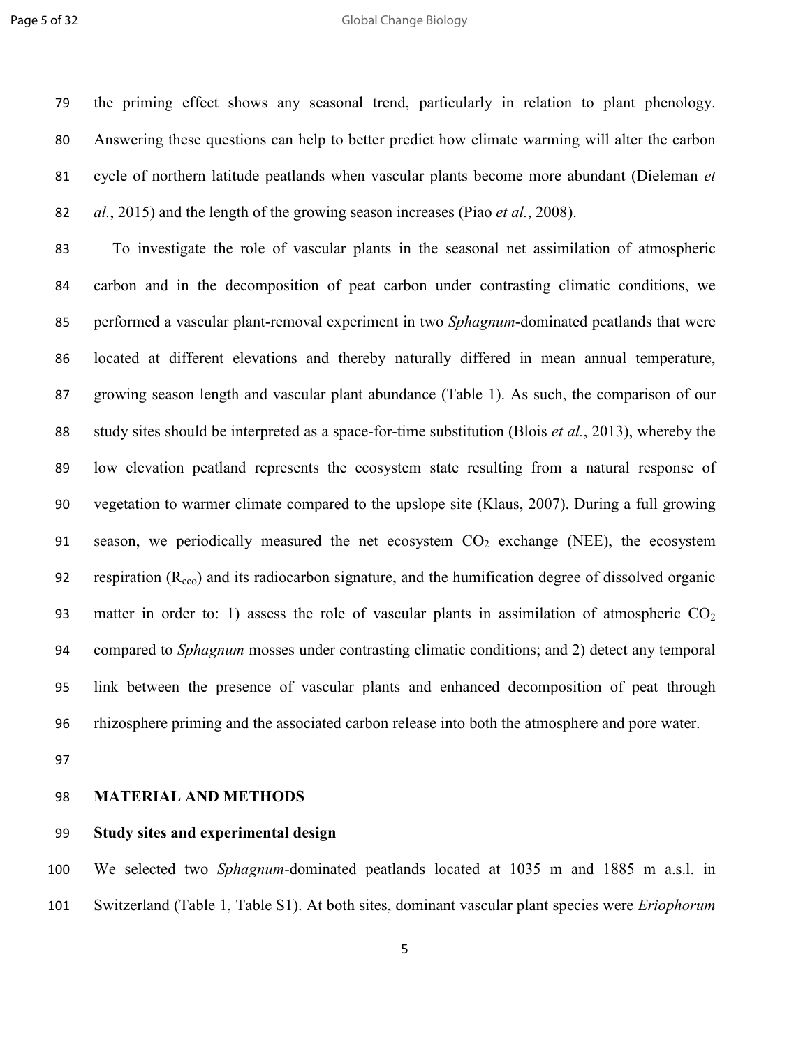the priming effect shows any seasonal trend, particularly in relation to plant phenology. Answering these questions can help to better predict how climate warming will alter the carbon cycle of northern latitude peatlands when vascular plants become more abundant (Dieleman *et al.*, 2015) and the length of the growing season increases (Piao *et al.*, 2008).

To investigate the role of vascular plants in the seasonal net assimilation of atmospheric carbon and in the decomposition of peat carbon under contrasting climatic conditions, we performed a vascular plant-removal experiment in two *Sphagnum*-dominated peatlands that were located at different elevations and thereby naturally differed in mean annual temperature, growing season length and vascular plant abundance (Table 1). As such, the comparison of our study sites should be interpreted as a space-for-time substitution (Blois *et al.*, 2013), whereby the low elevation peatland represents the ecosystem state resulting from a natural response of vegetation to warmer climate compared to the upslope site (Klaus, 2007). During a full growing season, we periodically measured the net ecosystem $CO_2$ exchange (NEE), the ecosystem respiration ($R_{eco}$) and its radiocarbon signature, and the humification degree of dissolved organic matter in order to: 1) assess the role of vascular plants in assimilation of atmospheric $CO_2$ compared to *Sphagnum* mosses under contrasting climatic conditions; and 2) detect any temporal link between the presence of vascular plants and enhanced decomposition of peat through rhizosphere priming and the associated carbon release into both the atmosphere and pore water.

## MATERIAL AND METHODS

### Study sites and experimental design

We selected two *Sphagnum*-dominated peatlands located at 1035 m and 1885 m a.s.l. in Switzerland (Table 1, Table S1). At both sites, dominant vascular plant species were *Eriophorum*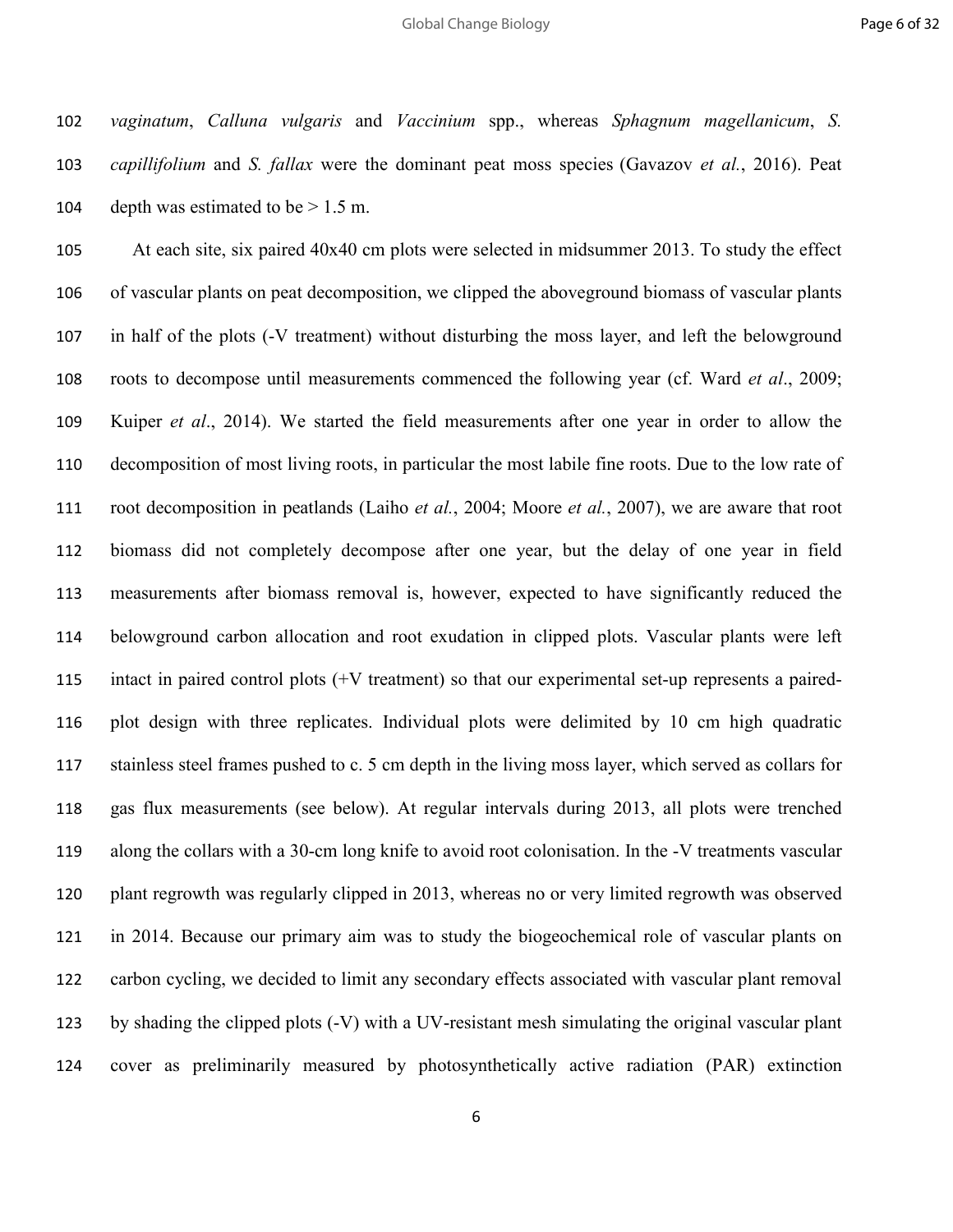*vaginatum*, *Calluna vulgaris* and *Vaccinium* spp., whereas *Sphagnum magellanicum*, *S. capillifolium* and *S. fallax* were the dominant peat moss species (Gavazov *et al.*, 2016). Peat depth was estimated to be > 1.5 m.

At each site, six paired 40x40 cm plots were selected in midsummer 2013. To study the effect of vascular plants on peat decomposition, we clipped the aboveground biomass of vascular plants in half of the plots (-V treatment) without disturbing the moss layer, and left the belowground roots to decompose until measurements commenced the following year (cf. Ward *et al*., 2009; Kuiper *et al*., 2014). We started the field measurements after one year in order to allow the decomposition of most living roots, in particular the most labile fine roots. Due to the low rate of root decomposition in peatlands (Laiho *et al.*, 2004; Moore *et al.*, 2007), we are aware that root biomass did not completely decompose after one year, but the delay of one year in field measurements after biomass removal is, however, expected to have significantly reduced the belowground carbon allocation and root exudation in clipped plots. Vascular plants were left intact in paired control plots (+V treatment) so that our experimental set-up represents a paired-plot design with three replicates. Individual plots were delimited by 10 cm high quadratic stainless steel frames pushed to c. 5 cm depth in the living moss layer, which served as collars for gas flux measurements (see below). At regular intervals during 2013, all plots were trenched along the collars with a 30-cm long knife to avoid root colonisation. In the -V treatments vascular plant regrowth was regularly clipped in 2013, whereas no or very limited regrowth was observed in 2014. Because our primary aim was to study the biogeochemical role of vascular plants on carbon cycling, we decided to limit any secondary effects associated with vascular plant removal by shading the clipped plots (-V) with a UV-resistant mesh simulating the original vascular plant cover as preliminarily measured by photosynthetically active radiation (PAR) extinction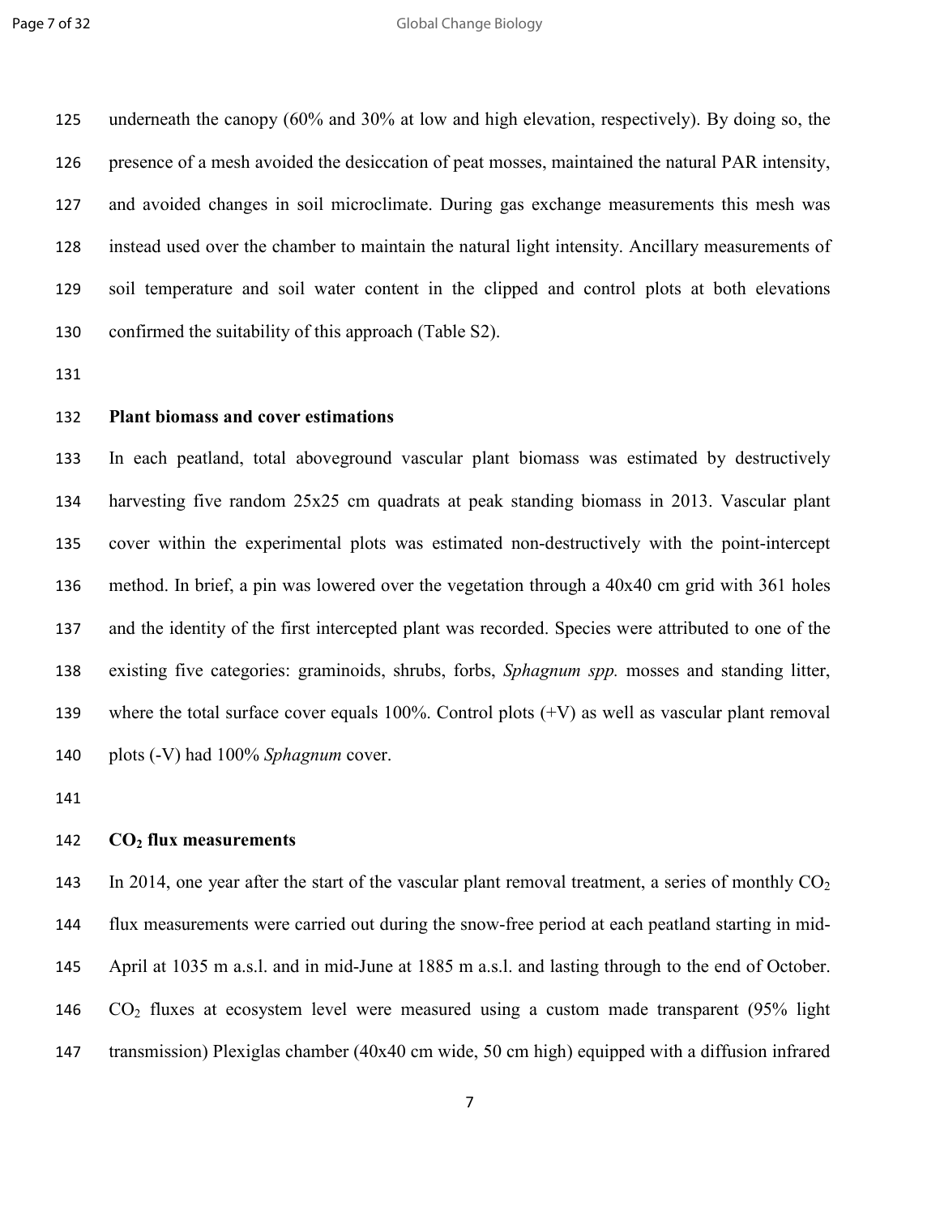underneath the canopy (60% and 30% at low and high elevation, respectively). By doing so, the presence of a mesh avoided the desiccation of peat mosses, maintained the natural PAR intensity, and avoided changes in soil microclimate. During gas exchange measurements this mesh was instead used over the chamber to maintain the natural light intensity. Ancillary measurements of soil temperature and soil water content in the clipped and control plots at both elevations confirmed the suitability of this approach (Table S2).

### Plant biomass and cover estimations

In each peatland, total aboveground vascular plant biomass was estimated by destructively harvesting five random 25x25 cm quadrats at peak standing biomass in 2013. Vascular plant cover within the experimental plots was estimated non-destructively with the point-intercept method. In brief, a pin was lowered over the vegetation through a 40x40 cm grid with 361 holes and the identity of the first intercepted plant was recorded. Species were attributed to one of the existing five categories: graminoids, shrubs, forbs, *Sphagnum spp.* mosses and standing litter, where the total surface cover equals 100%. Control plots (+V) as well as vascular plant removal plots (-V) had 100% *Sphagnum* cover.

### $CO_2$ flux measurements

In 2014, one year after the start of the vascular plant removal treatment, a series of monthly $CO_2$ flux measurements were carried out during the snow-free period at each peatland starting in mid-April at 1035 m a.s.l. and in mid-June at 1885 m a.s.l. and lasting through to the end of October. $CO_2$ fluxes at ecosystem level were measured using a custom made transparent (95% light transmission) Plexiglas chamber (40x40 cm wide, 50 cm high) equipped with a diffusion infrared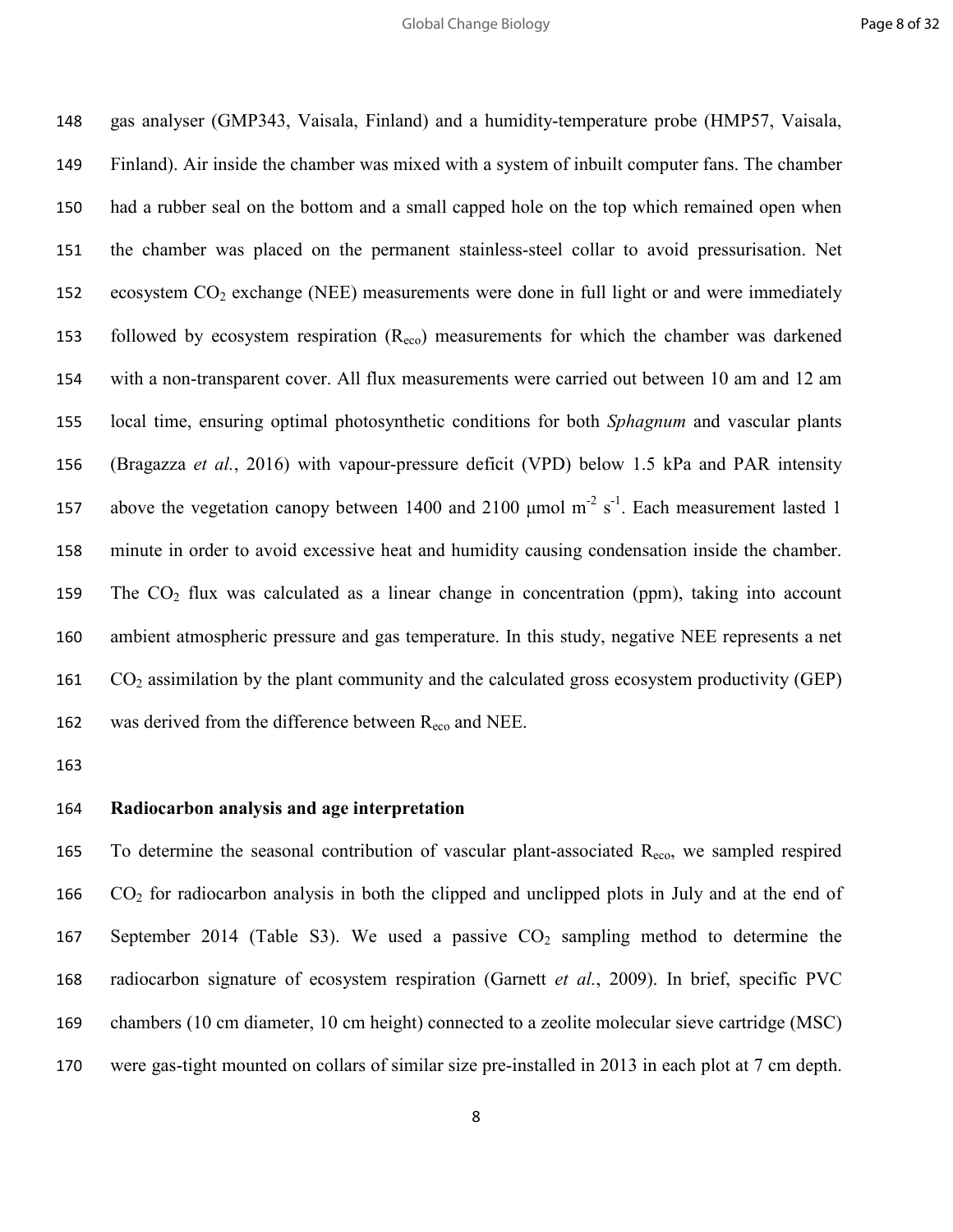gas analyser (GMP343, Vaisala, Finland) and a humidity-temperature probe (HMP57, Vaisala, Finland). Air inside the chamber was mixed with a system of inbuilt computer fans. The chamber had a rubber seal on the bottom and a small capped hole on the top which remained open when the chamber was placed on the permanent stainless-steel collar to avoid pressurisation. Net ecosystem $CO_2$ exchange (NEE) measurements were done in full light or and were immediately followed by ecosystem respiration ($R_{eco}$) measurements for which the chamber was darkened with a non-transparent cover. All flux measurements were carried out between 10 am and 12 am local time, ensuring optimal photosynthetic conditions for both *Sphagnum* and vascular plants (Bragazza *et al.*, 2016) with vapour-pressure deficit (VPD) below 1.5 kPa and PAR intensity above the vegetation canopy between 1400 and 2100 μmol $m^{-2}$ $s^{-1}$. Each measurement lasted 1 minute in order to avoid excessive heat and humidity causing condensation inside the chamber. The $CO_2$ flux was calculated as a linear change in concentration (ppm), taking into account ambient atmospheric pressure and gas temperature. In this study, negative NEE represents a net $CO_2$ assimilation by the plant community and the calculated gross ecosystem productivity (GEP) was derived from the difference between $R_{eco}$ and NEE.

**Radiocarbon analysis and age interpretation**

To determine the seasonal contribution of vascular plant-associated $R_{eco}$, we sampled respired $CO_2$ for radiocarbon analysis in both the clipped and unclipped plots in July and at the end of September 2014 (Table S3). We used a passive $CO_2$ sampling method to determine the radiocarbon signature of ecosystem respiration (Garnett *et al.*, 2009). In brief, specific PVC chambers (10 cm diameter, 10 cm height) connected to a zeolite molecular sieve cartridge (MSC) were gas-tight mounted on collars of similar size pre-installed in 2013 in each plot at 7 cm depth.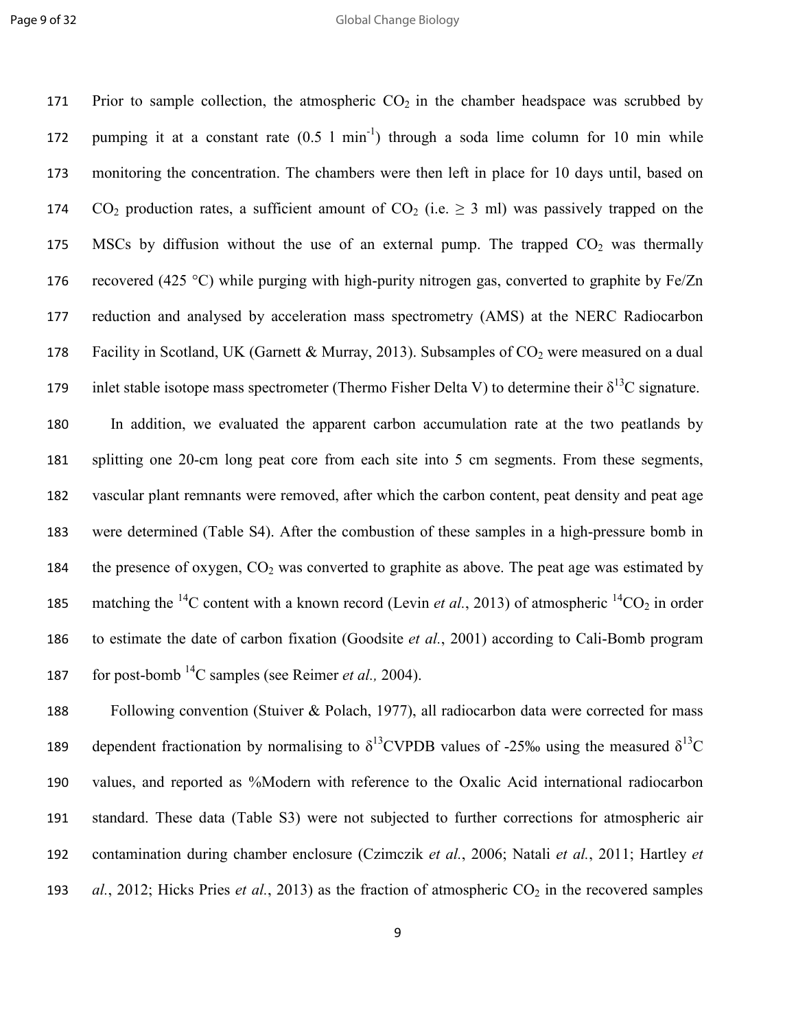Prior to sample collection, the atmospheric $CO_2$ in the chamber headspace was scrubbed by pumping it at a constant rate (0.5 l $min^{-1}$) through a soda lime column for 10 min while monitoring the concentration. The chambers were then left in place for 10 days until, based on $CO_2$ production rates, a sufficient amount of $CO_2$ (i.e. $\geq$ 3 ml) was passively trapped on the MSCs by diffusion without the use of an external pump. The trapped $CO_2$ was thermally recovered (425 °C) while purging with high-purity nitrogen gas, converted to graphite by Fe/Zn reduction and analysed by acceleration mass spectrometry (AMS) at the NERC Radiocarbon Facility in Scotland, UK (Garnett & Murray, 2013). Subsamples of $CO_2$ were measured on a dual inlet stable isotope mass spectrometer (Thermo Fisher Delta V) to determine their $\delta^{13}C$ signature.

In addition, we evaluated the apparent carbon accumulation rate at the two peatlands by splitting one 20-cm long peat core from each site into 5 cm segments. From these segments, vascular plant remnants were removed, after which the carbon content, peat density and peat age were determined (Table S4). After the combustion of these samples in a high-pressure bomb in the presence of oxygen, $CO_2$ was converted to graphite as above. The peat age was estimated by matching the $^{14}C$ content with a known record (Levin *et al.*, 2013) of atmospheric $^{14}CO_2$ in order to estimate the date of carbon fixation (Goodsite *et al.*, 2001) according to Cali-Bomb program for post-bomb $^{14}C$ samples (see Reimer *et al.,* 2004).

Following convention (Stuiver & Polach, 1977), all radiocarbon data were corrected for mass dependent fractionation by normalising to $\delta^{13}C_{VPDB}$ values of -25‰ using the measured $\delta^{13}C$ values, and reported as %Modern with reference to the Oxalic Acid international radiocarbon standard. These data (Table S3) were not subjected to further corrections for atmospheric air contamination during chamber enclosure (Czimczik *et al.*, 2006; Natali *et al.*, 2011; Hartley *et al.*, 2012; Hicks Pries *et al.*, 2013) as the fraction of atmospheric $CO_2$ in the recovered samples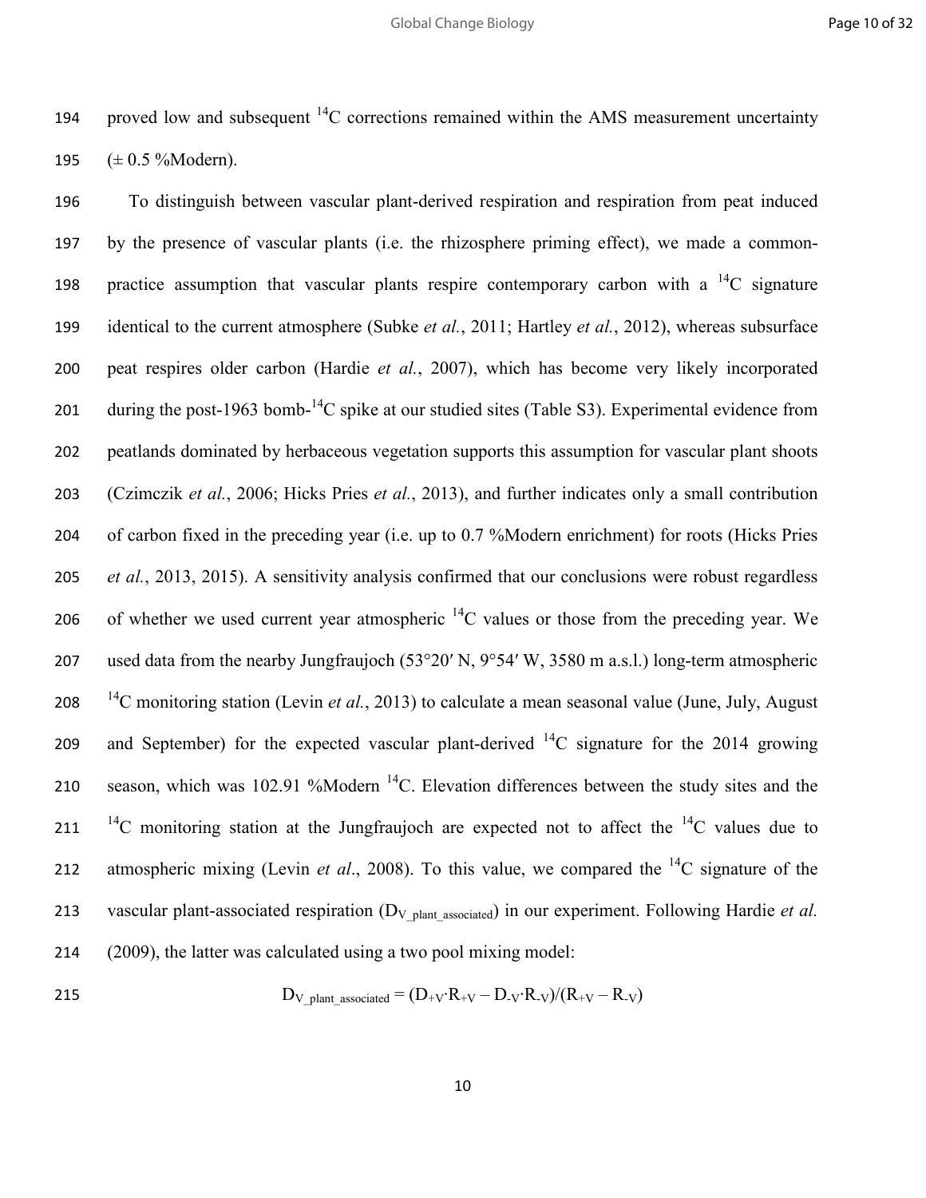proved low and subsequent $^{14}C$ corrections remained within the AMS measurement uncertainty (± 0.5 %Modern).

To distinguish between vascular plant-derived respiration and respiration from peat induced by the presence of vascular plants (i.e. the rhizosphere priming effect), we made a common-practice assumption that vascular plants respire contemporary carbon with a $^{14}C$ signature identical to the current atmosphere (Subke *et al.*, 2011; Hartley *et al.*, 2012), whereas subsurface peat respires older carbon (Hardie *et al.*, 2007), which has become very likely incorporated during the post-1963 bomb-$^{14}C$ spike at our studied sites (Table S3). Experimental evidence from peatlands dominated by herbaceous vegetation supports this assumption for vascular plant shoots (Czimczik *et al.*, 2006; Hicks Pries *et al.*, 2013), and further indicates only a small contribution of carbon fixed in the preceding year (i.e. up to 0.7 %Modern enrichment) for roots (Hicks Pries *et al.*, 2013, 2015). A sensitivity analysis confirmed that our conclusions were robust regardless of whether we used current year atmospheric $^{14}C$ values or those from the preceding year. We used data from the nearby Jungfraujoch (53°20′ N, 9°54′ W, 3580 m a.s.l.) long-term atmospheric $^{14}C$ monitoring station (Levin *et al.*, 2013) to calculate a mean seasonal value (June, July, August and September) for the expected vascular plant-derived $^{14}C$ signature for the 2014 growing season, which was 102.91 %Modern $^{14}C$. Elevation differences between the study sites and the $^{14}C$ monitoring station at the Jungfraujoch are expected not to affect the $^{14}C$ values due to atmospheric mixing (Levin *et al*., 2008). To this value, we compared the $^{14}C$ signature of the vascular plant-associated respiration ($D_{V\_plant\_associated}$) in our experiment. Following Hardie *et al.* (2009), the latter was calculated using a two pool mixing model:

$$D_{V\_plant\_associated} = (D_{+V} \cdot R_{+V} - D_{-V} \cdot R_{-V})/(R_{+V} - R_{-V})$$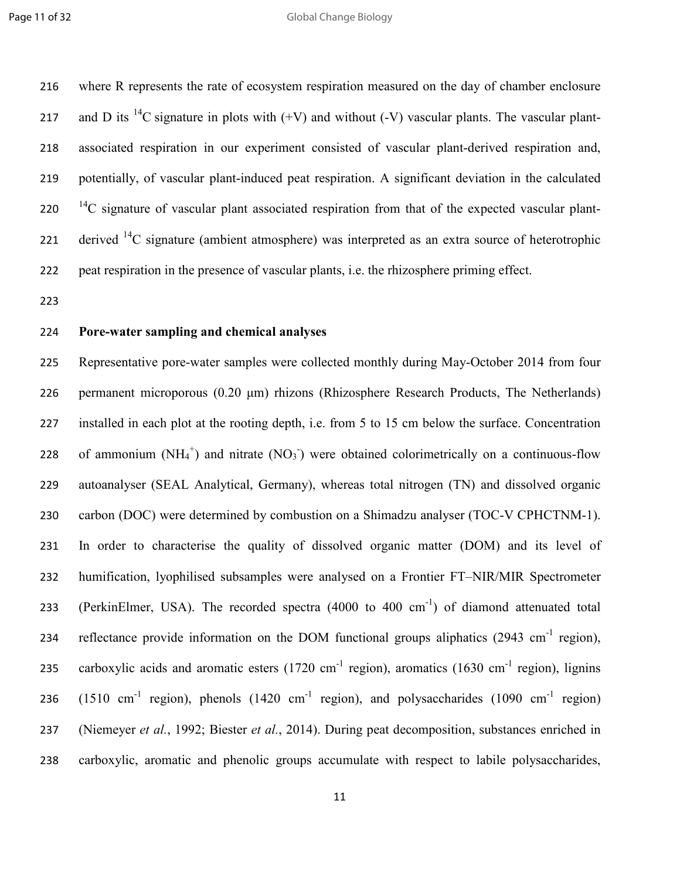where R represents the rate of ecosystem respiration measured on the day of chamber enclosure and D its $^{14}C$ signature in plots with (+V) and without (-V) vascular plants. The vascular plant-associated respiration in our experiment consisted of vascular plant-derived respiration and, potentially, of vascular plant-induced peat respiration. A significant deviation in the calculated $^{14}C$ signature of vascular plant associated respiration from that of the expected vascular plant-derived $^{14}C$ signature (ambient atmosphere) was interpreted as an extra source of heterotrophic peat respiration in the presence of vascular plants, i.e. the rhizosphere priming effect.

**Pore-water sampling and chemical analyses**

Representative pore-water samples were collected monthly during May-October 2014 from four permanent microporous (0.20 μm) rhizons (Rhizosphere Research Products, The Netherlands) installed in each plot at the rooting depth, i.e. from 5 to 15 cm below the surface. Concentration of ammonium ($NH_4^+$) and nitrate ($NO_3^-$) were obtained colorimetrically on a continuous-flow autoanalyser (SEAL Analytical, Germany), whereas total nitrogen (TN) and dissolved organic carbon (DOC) were determined by combustion on a Shimadzu analyser (TOC-V CPHCTNM-1). In order to characterise the quality of dissolved organic matter (DOM) and its level of humification, lyophilised subsamples were analysed on a Frontier FT–NIR/MIR Spectrometer (PerkinElmer, USA). The recorded spectra (4000 to 400 $cm^{-1}$) of diamond attenuated total reflectance provide information on the DOM functional groups aliphatics (2943 $cm^{-1}$ region), carboxylic acids and aromatic esters (1720 $cm^{-1}$ region), aromatics (1630 $cm^{-1}$ region), lignins (1510 $cm^{-1}$ region), phenols (1420 $cm^{-1}$ region), and polysaccharides (1090 $cm^{-1}$ region) (Niemeyer *et al.*, 1992; Biester *et al.*, 2014). During peat decomposition, substances enriched in carboxylic, aromatic and phenolic groups accumulate with respect to labile polysaccharides,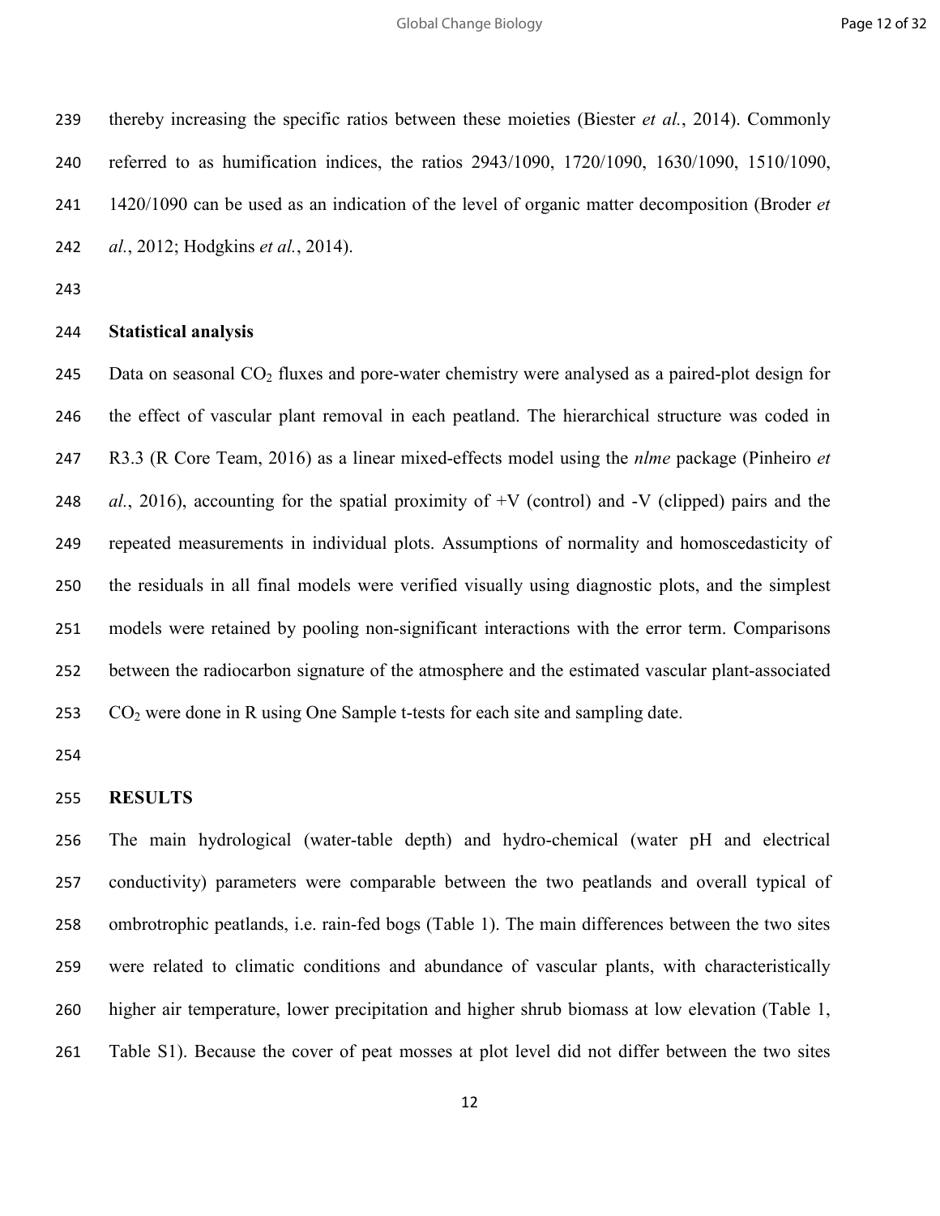thereby increasing the specific ratios between these moieties (Biester *et al.*, 2014). Commonly referred to as humification indices, the ratios 2943/1090, 1720/1090, 1630/1090, 1510/1090, 1420/1090 can be used as an indication of the level of organic matter decomposition (Broder *et al.*, 2012; Hodgkins *et al.*, 2014).

**Statistical analysis**

Data on seasonal $CO_2$ fluxes and pore-water chemistry were analysed as a paired-plot design for the effect of vascular plant removal in each peatland. The hierarchical structure was coded in R3.3 (R Core Team, 2016) as a linear mixed-effects model using the *nlme* package (Pinheiro *et al.*, 2016), accounting for the spatial proximity of +V (control) and -V (clipped) pairs and the repeated measurements in individual plots. Assumptions of normality and homoscedasticity of the residuals in all final models were verified visually using diagnostic plots, and the simplest models were retained by pooling non-significant interactions with the error term. Comparisons between the radiocarbon signature of the atmosphere and the estimated vascular plant-associated $CO_2$ were done in R using One Sample t-tests for each site and sampling date.

**RESULTS**

The main hydrological (water-table depth) and hydro-chemical (water pH and electrical conductivity) parameters were comparable between the two peatlands and overall typical of ombrotrophic peatlands, i.e. rain-fed bogs (Table 1). The main differences between the two sites were related to climatic conditions and abundance of vascular plants, with characteristically higher air temperature, lower precipitation and higher shrub biomass at low elevation (Table 1, Table S1). Because the cover of peat mosses at plot level did not differ between the two sites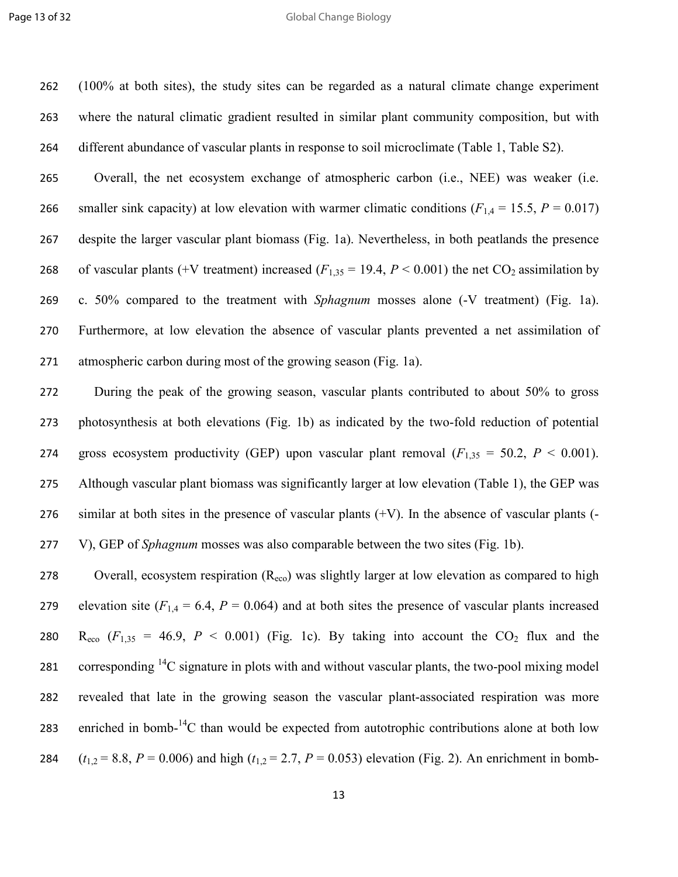(100% at both sites), the study sites can be regarded as a natural climate change experiment where the natural climatic gradient resulted in similar plant community composition, but with different abundance of vascular plants in response to soil microclimate (Table 1, Table S2).

Overall, the net ecosystem exchange of atmospheric carbon (i.e., NEE) was weaker (i.e. smaller sink capacity) at low elevation with warmer climatic conditions ($F_{1,4}$ = 15.5, $P$ = 0.017) despite the larger vascular plant biomass (Fig. 1a). Nevertheless, in both peatlands the presence of vascular plants (+V treatment) increased ($F_{1,35}$ = 19.4, $P$ < 0.001) the net $CO_2$ assimilation by c. 50% compared to the treatment with *Sphagnum* mosses alone (-V treatment) (Fig. 1a). Furthermore, at low elevation the absence of vascular plants prevented a net assimilation of atmospheric carbon during most of the growing season (Fig. 1a).

During the peak of the growing season, vascular plants contributed to about 50% to gross photosynthesis at both elevations (Fig. 1b) as indicated by the two-fold reduction of potential gross ecosystem productivity (GEP) upon vascular plant removal ($F_{1,35}$ = 50.2, $P$ < 0.001). Although vascular plant biomass was significantly larger at low elevation (Table 1), the GEP was similar at both sites in the presence of vascular plants (+V). In the absence of vascular plants (-V), GEP of *Sphagnum* mosses was also comparable between the two sites (Fig. 1b).

Overall, ecosystem respiration ($R_{eco}$) was slightly larger at low elevation as compared to high elevation site ($F_{1,4}$ = 6.4, $P$ = 0.064) and at both sites the presence of vascular plants increased $R_{eco}$ ($F_{1,35}$ = 46.9, $P$ < 0.001) (Fig. 1c). By taking into account the $CO_2$ flux and the corresponding $^{14}C$ signature in plots with and without vascular plants, the two-pool mixing model revealed that late in the growing season the vascular plant-associated respiration was more enriched in bomb-$^{14}C$ than would be expected from autotrophic contributions alone at both low ($t_{1,2}$ = 8.8, $P$ = 0.006) and high ($t_{1,2}$ = 2.7, $P$ = 0.053) elevation (Fig. 2). An enrichment in bomb-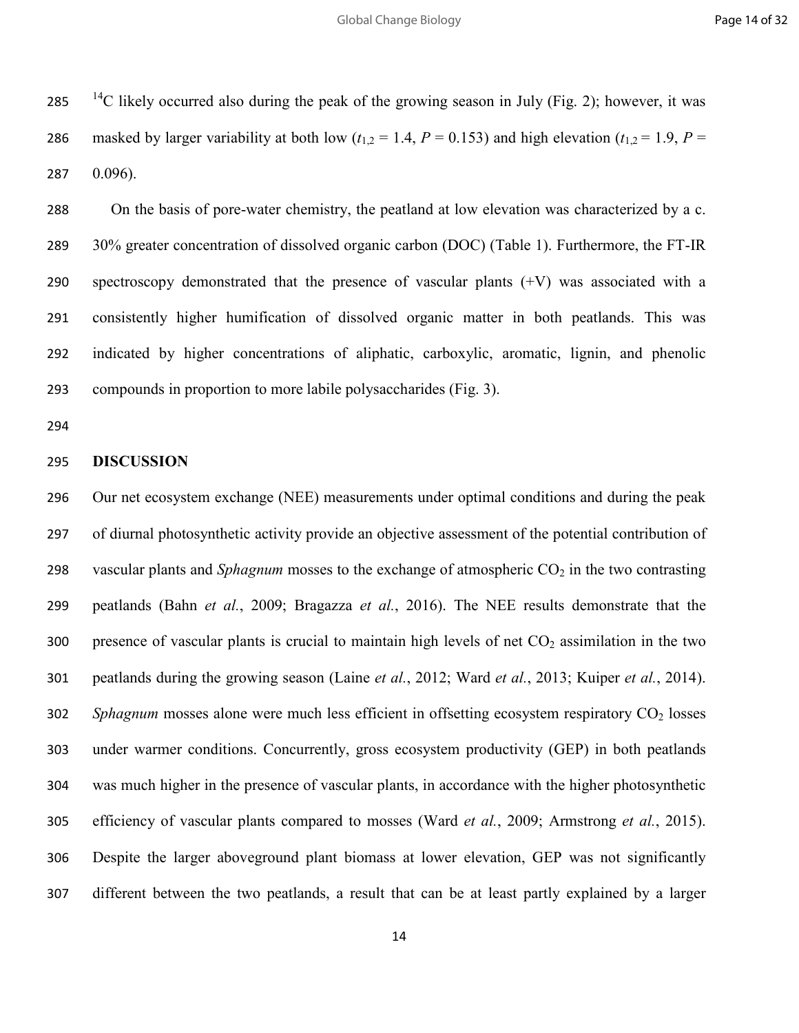$^{14}C$ likely occurred also during the peak of the growing season in July (Fig. 2); however, it was masked by larger variability at both low ($t_{1,2} = 1.4$, $P = 0.153$) and high elevation ($t_{1,2} = 1.9$, $P = 0.096$).

On the basis of pore-water chemistry, the peatland at low elevation was characterized by a c. 30% greater concentration of dissolved organic carbon (DOC) (Table 1). Furthermore, the FT-IR spectroscopy demonstrated that the presence of vascular plants (+V) was associated with a consistently higher humification of dissolved organic matter in both peatlands. This was indicated by higher concentrations of aliphatic, carboxylic, aromatic, lignin, and phenolic compounds in proportion to more labile polysaccharides (Fig. 3).

## DISCUSSION

Our net ecosystem exchange (NEE) measurements under optimal conditions and during the peak of diurnal photosynthetic activity provide an objective assessment of the potential contribution of vascular plants and *Sphagnum* mosses to the exchange of atmospheric $CO_2$ in the two contrasting peatlands (Bahn *et al.*, 2009; Bragazza *et al.*, 2016). The NEE results demonstrate that the presence of vascular plants is crucial to maintain high levels of net $CO_2$ assimilation in the two peatlands during the growing season (Laine *et al.*, 2012; Ward *et al.*, 2013; Kuiper *et al.*, 2014). *Sphagnum* mosses alone were much less efficient in offsetting ecosystem respiratory $CO_2$ losses under warmer conditions. Concurrently, gross ecosystem productivity (GEP) in both peatlands was much higher in the presence of vascular plants, in accordance with the higher photosynthetic efficiency of vascular plants compared to mosses (Ward *et al.*, 2009; Armstrong *et al.*, 2015). Despite the larger aboveground plant biomass at lower elevation, GEP was not significantly different between the two peatlands, a result that can be at least partly explained by a larger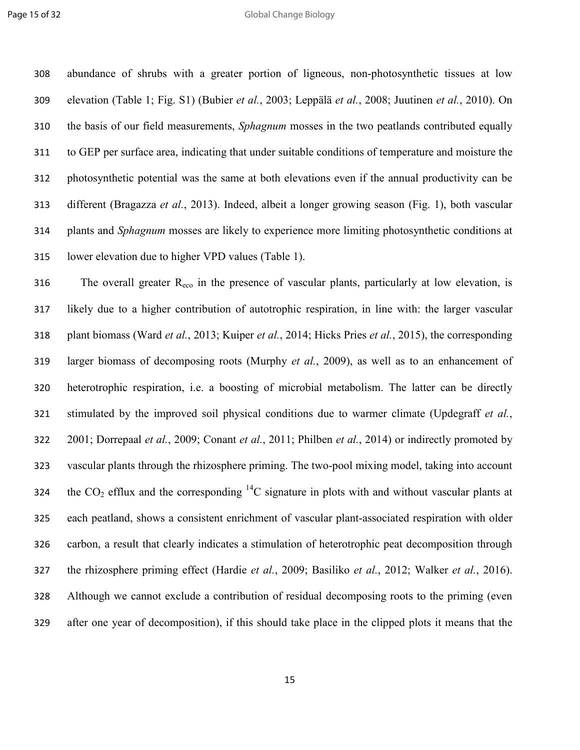abundance of shrubs with a greater portion of ligneous, non-photosynthetic tissues at low elevation (Table 1; Fig. S1) (Bubier *et al.*, 2003; Leppälä *et al.*, 2008; Juutinen *et al.*, 2010). On the basis of our field measurements, *Sphagnum* mosses in the two peatlands contributed equally to GEP per surface area, indicating that under suitable conditions of temperature and moisture the photosynthetic potential was the same at both elevations even if the annual productivity can be different (Bragazza *et al.*, 2013). Indeed, albeit a longer growing season (Fig. 1), both vascular plants and *Sphagnum* mosses are likely to experience more limiting photosynthetic conditions at lower elevation due to higher VPD values (Table 1).

The overall greater $R_{eco}$ in the presence of vascular plants, particularly at low elevation, is likely due to a higher contribution of autotrophic respiration, in line with: the larger vascular plant biomass (Ward *et al.*, 2013; Kuiper *et al.*, 2014; Hicks Pries *et al.*, 2015), the corresponding larger biomass of decomposing roots (Murphy *et al.*, 2009), as well as to an enhancement of heterotrophic respiration, i.e. a boosting of microbial metabolism. The latter can be directly stimulated by the improved soil physical conditions due to warmer climate (Updegraff *et al.*, 2001; Dorrepaal *et al.*, 2009; Conant *et al.*, 2011; Philben *et al.*, 2014) or indirectly promoted by vascular plants through the rhizosphere priming. The two-pool mixing model, taking into account the $CO_2$ efflux and the corresponding $^{14}C$ signature in plots with and without vascular plants at each peatland, shows a consistent enrichment of vascular plant-associated respiration with older carbon, a result that clearly indicates a stimulation of heterotrophic peat decomposition through the rhizosphere priming effect (Hardie *et al.*, 2009; Basiliko *et al.*, 2012; Walker *et al.*, 2016). Although we cannot exclude a contribution of residual decomposing roots to the priming (even after one year of decomposition), if this should take place in the clipped plots it means that the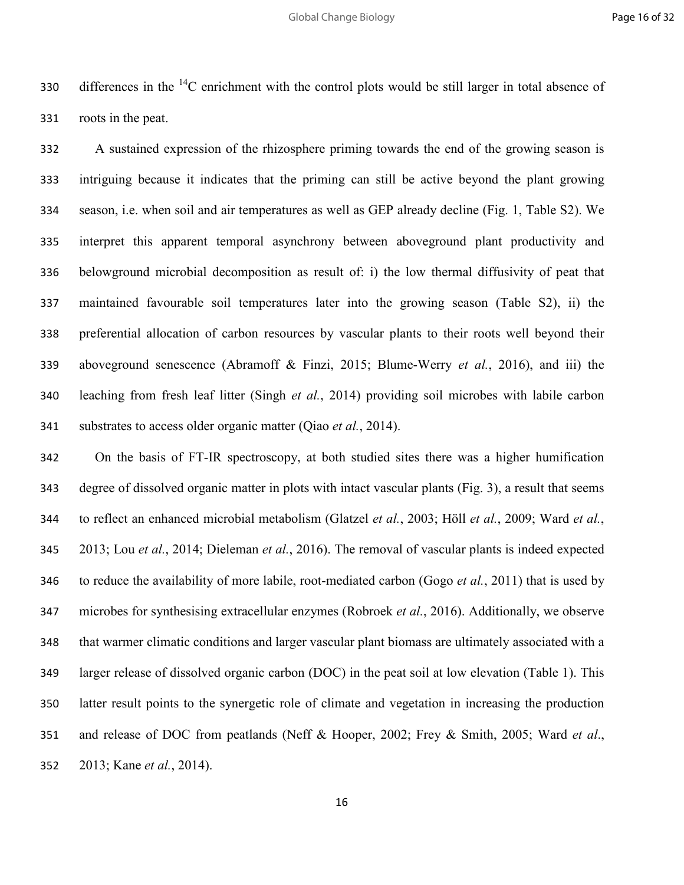differences in the $^{14}C$ enrichment with the control plots would be still larger in total absence of roots in the peat.

A sustained expression of the rhizosphere priming towards the end of the growing season is intriguing because it indicates that the priming can still be active beyond the plant growing season, i.e. when soil and air temperatures as well as GEP already decline (Fig. 1, Table S2). We interpret this apparent temporal asynchrony between aboveground plant productivity and belowground microbial decomposition as result of: i) the low thermal diffusivity of peat that maintained favourable soil temperatures later into the growing season (Table S2), ii) the preferential allocation of carbon resources by vascular plants to their roots well beyond their aboveground senescence (Abramoff & Finzi, 2015; Blume-Werry *et al.*, 2016), and iii) the leaching from fresh leaf litter (Singh *et al.*, 2014) providing soil microbes with labile carbon substrates to access older organic matter (Qiao *et al.*, 2014).

On the basis of FT-IR spectroscopy, at both studied sites there was a higher humification degree of dissolved organic matter in plots with intact vascular plants (Fig. 3), a result that seems to reflect an enhanced microbial metabolism (Glatzel *et al.*, 2003; Höll *et al.*, 2009; Ward *et al.*, 2013; Lou *et al.*, 2014; Dieleman *et al.*, 2016). The removal of vascular plants is indeed expected to reduce the availability of more labile, root-mediated carbon (Gogo *et al.*, 2011) that is used by microbes for synthesising extracellular enzymes (Robroek *et al.*, 2016). Additionally, we observe that warmer climatic conditions and larger vascular plant biomass are ultimately associated with a larger release of dissolved organic carbon (DOC) in the peat soil at low elevation (Table 1). This latter result points to the synergetic role of climate and vegetation in increasing the production and release of DOC from peatlands (Neff & Hooper, 2002; Frey & Smith, 2005; Ward *et al*., 2013; Kane *et al.*, 2014).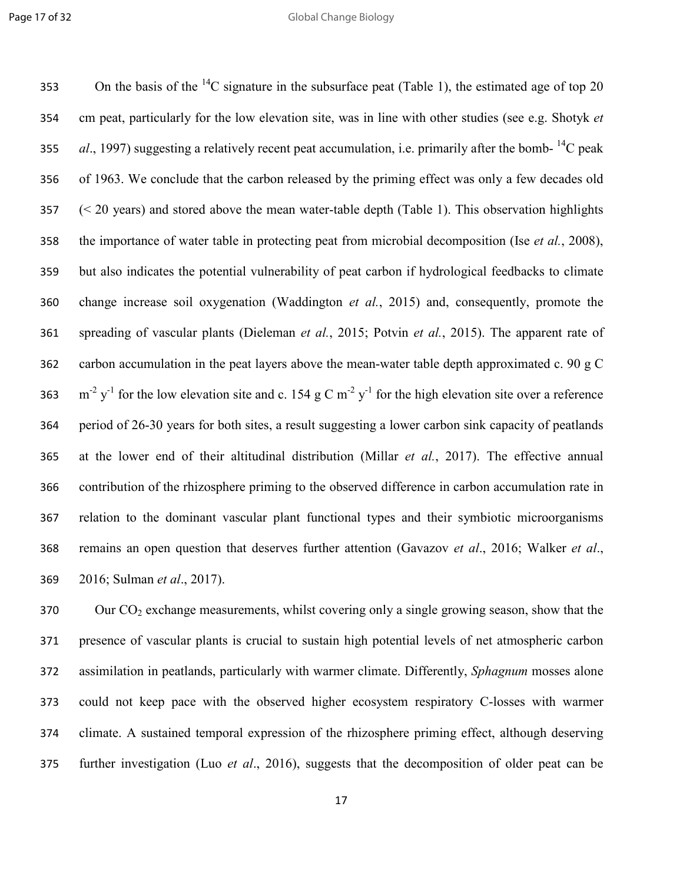On the basis of the $^{14}C$ signature in the subsurface peat (Table 1), the estimated age of top 20 cm peat, particularly for the low elevation site, was in line with other studies (see e.g. Shotyk *et al*., 1997) suggesting a relatively recent peat accumulation, i.e. primarily after the bomb- $^{14}C$ peak of 1963. We conclude that the carbon released by the priming effect was only a few decades old (< 20 years) and stored above the mean water-table depth (Table 1). This observation highlights the importance of water table in protecting peat from microbial decomposition (Ise *et al.*, 2008), but also indicates the potential vulnerability of peat carbon if hydrological feedbacks to climate change increase soil oxygenation (Waddington *et al.*, 2015) and, consequently, promote the spreading of vascular plants (Dieleman *et al.*, 2015; Potvin *et al.*, 2015). The apparent rate of carbon accumulation in the peat layers above the mean-water table depth approximated c. 90 g C $m^{-2}$ $y^{-1}$ for the low elevation site and c. 154 g C $m^{-2}$ $y^{-1}$ for the high elevation site over a reference period of 26-30 years for both sites, a result suggesting a lower carbon sink capacity of peatlands at the lower end of their altitudinal distribution (Millar *et al.*, 2017). The effective annual contribution of the rhizosphere priming to the observed difference in carbon accumulation rate in relation to the dominant vascular plant functional types and their symbiotic microorganisms remains an open question that deserves further attention (Gavazov *et al*., 2016; Walker *et al*., 2016; Sulman *et al*., 2017).

Our $CO_2$ exchange measurements, whilst covering only a single growing season, show that the presence of vascular plants is crucial to sustain high potential levels of net atmospheric carbon assimilation in peatlands, particularly with warmer climate. Differently, *Sphagnum* mosses alone could not keep pace with the observed higher ecosystem respiratory C-losses with warmer climate. A sustained temporal expression of the rhizosphere priming effect, although deserving further investigation (Luo *et al*., 2016), suggests that the decomposition of older peat can be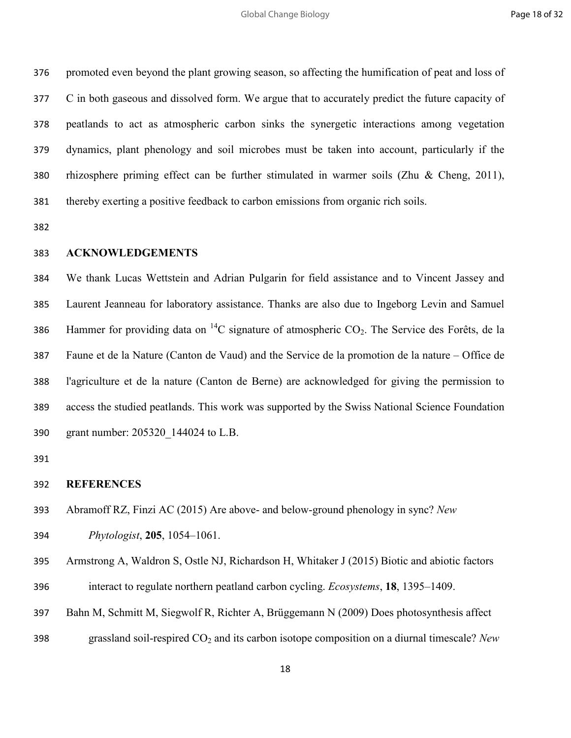promoted even beyond the plant growing season, so affecting the humification of peat and loss of C in both gaseous and dissolved form. We argue that to accurately predict the future capacity of peatlands to act as atmospheric carbon sinks the synergetic interactions among vegetation dynamics, plant phenology and soil microbes must be taken into account, particularly if the rhizosphere priming effect can be further stimulated in warmer soils (Zhu & Cheng, 2011), thereby exerting a positive feedback to carbon emissions from organic rich soils.

## ACKNOWLEDGEMENTS

We thank Lucas Wettstein and Adrian Pulgarin for field assistance and to Vincent Jassey and Laurent Jeanneau for laboratory assistance. Thanks are also due to Ingeborg Levin and Samuel Hammer for providing data on $^{14}C$ signature of atmospheric $CO_2$. The Service des Forêts, de la Faune et de la Nature (Canton de Vaud) and the Service de la promotion de la nature – Office de l'agriculture et de la nature (Canton de Berne) are acknowledged for giving the permission to access the studied peatlands. This work was supported by the Swiss National Science Foundation grant number: 205320_144024 to L.B.

## REFERENCES

Abramoff RZ, Finzi AC (2015) Are above- and below-ground phenology in sync? *New Phytologist*, **205**, 1054–1061.

Armstrong A, Waldron S, Ostle NJ, Richardson H, Whitaker J (2015) Biotic and abiotic factors interact to regulate northern peatland carbon cycling. *Ecosystems*, **18**, 1395–1409.

Bahn M, Schmitt M, Siegwolf R, Richter A, Brüggemann N (2009) Does photosynthesis affect grassland soil-respired $CO_2$ and its carbon isotope composition on a diurnal timescale? *New*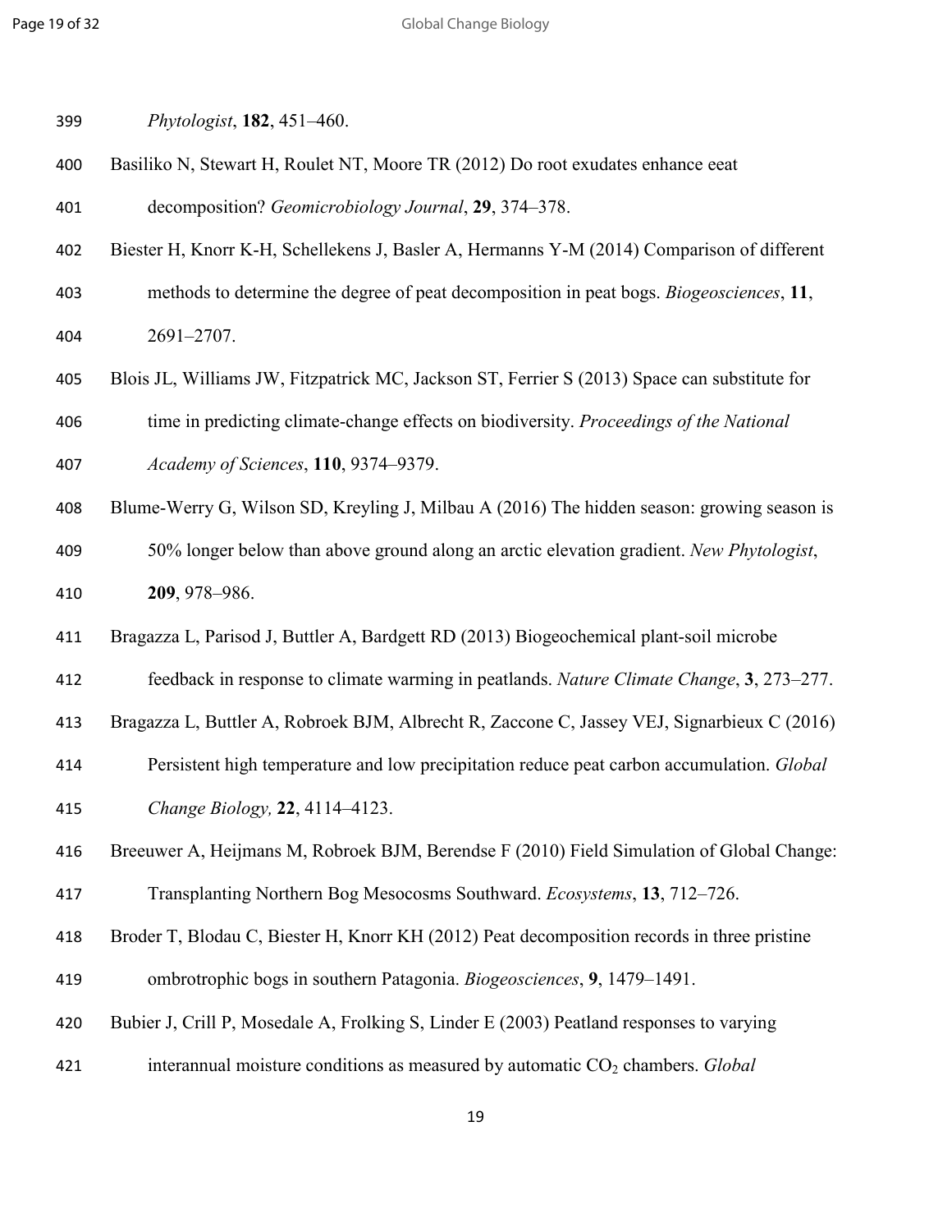*Phytologist*, **182**, 451–460.

Basiliko N, Stewart H, Roulet NT, Moore TR (2012) Do root exudates enhance eeat decomposition? *Geomicrobiology Journal*, **29**, 374–378.

Biester H, Knorr K-H, Schellekens J, Basler A, Hermanns Y-M (2014) Comparison of different methods to determine the degree of peat decomposition in peat bogs. *Biogeosciences*, **11**, 2691–2707.

Blois JL, Williams JW, Fitzpatrick MC, Jackson ST, Ferrier S (2013) Space can substitute for time in predicting climate-change effects on biodiversity. *Proceedings of the National Academy of Sciences*, **110**, 9374–9379.

Blume-Werry G, Wilson SD, Kreyling J, Milbau A (2016) The hidden season: growing season is 50% longer below than above ground along an arctic elevation gradient. *New Phytologist*, **209**, 978–986.

Bragazza L, Parisod J, Buttler A, Bardgett RD (2013) Biogeochemical plant-soil microbe feedback in response to climate warming in peatlands. *Nature Climate Change*, **3**, 273–277.

Bragazza L, Buttler A, Robroek BJM, Albrecht R, Zaccone C, Jassey VEJ, Signarbieux C (2016) Persistent high temperature and low precipitation reduce peat carbon accumulation. *Global Change Biology,* **22**, 4114–4123.

Breeuwer A, Heijmans M, Robroek BJM, Berendse F (2010) Field Simulation of Global Change: Transplanting Northern Bog Mesocosms Southward. *Ecosystems*, **13**, 712–726.

Broder T, Blodau C, Biester H, Knorr KH (2012) Peat decomposition records in three pristine ombrotrophic bogs in southern Patagonia. *Biogeosciences*, **9**, 1479–1491.

Bubier J, Crill P, Mosedale A, Frolking S, Linder E (2003) Peatland responses to varying interannual moisture conditions as measured by automatic $CO_2$ chambers. *Global*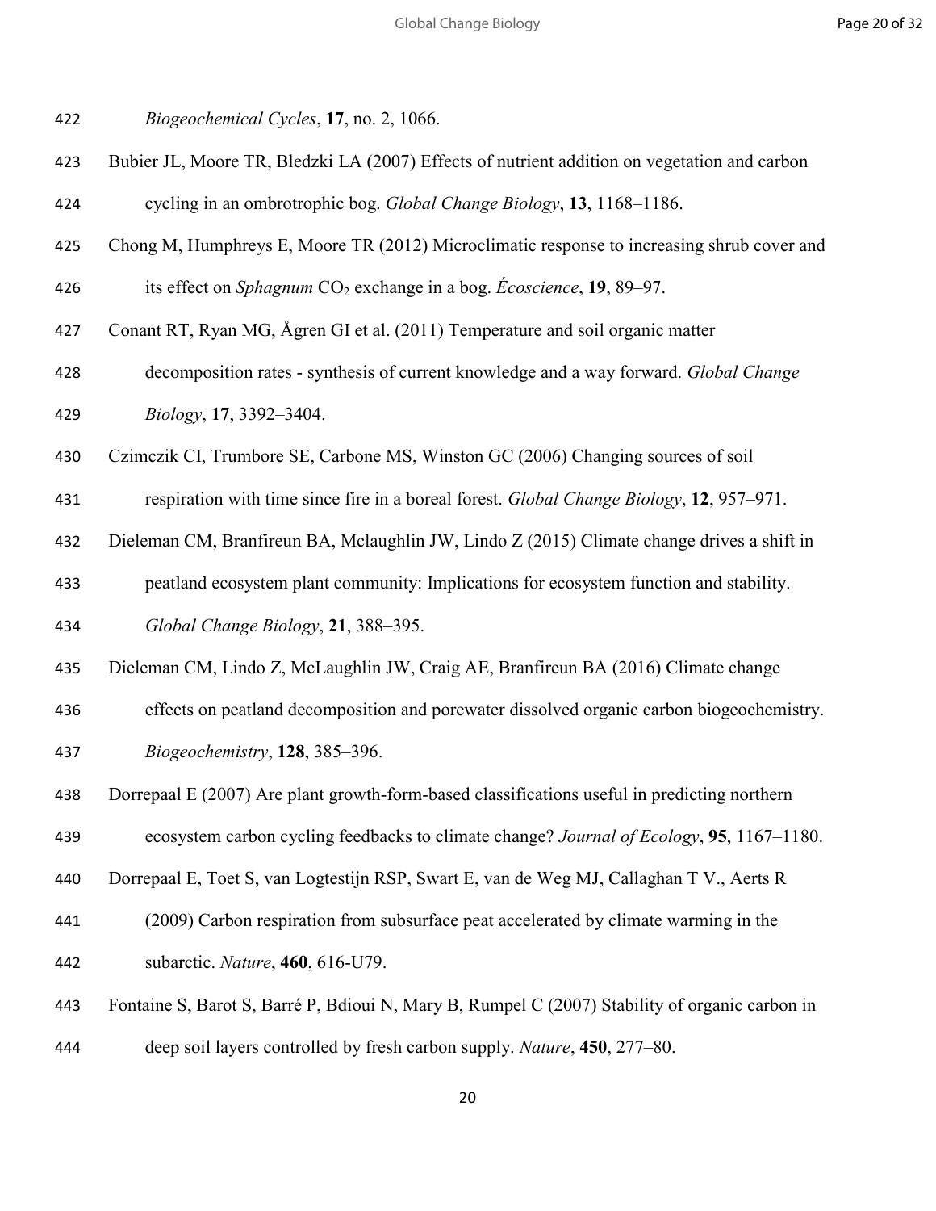*Biogeochemical Cycles*, **17**, no. 2, 1066.

Bubier JL, Moore TR, Bledzki LA (2007) Effects of nutrient addition on vegetation and carbon cycling in an ombrotrophic bog. *Global Change Biology*, **13**, 1168–1186.

Chong M, Humphreys E, Moore TR (2012) Microclimatic response to increasing shrub cover and its effect on *Sphagnum* $CO_2$ exchange in a bog. *Écoscience*, **19**, 89–97.

Conant RT, Ryan MG, Ågren GI et al. (2011) Temperature and soil organic matter decomposition rates - synthesis of current knowledge and a way forward. *Global Change Biology*, **17**, 3392–3404.

Czimczik CI, Trumbore SE, Carbone MS, Winston GC (2006) Changing sources of soil respiration with time since fire in a boreal forest. *Global Change Biology*, **12**, 957–971.

Dieleman CM, Branfireun BA, Mclaughlin JW, Lindo Z (2015) Climate change drives a shift in peatland ecosystem plant community: Implications for ecosystem function and stability. *Global Change Biology*, **21**, 388–395.

Dieleman CM, Lindo Z, McLaughlin JW, Craig AE, Branfireun BA (2016) Climate change effects on peatland decomposition and porewater dissolved organic carbon biogeochemistry. *Biogeochemistry*, **128**, 385–396.

Dorrepaal E (2007) Are plant growth-form-based classifications useful in predicting northern ecosystem carbon cycling feedbacks to climate change? *Journal of Ecology*, **95**, 1167–1180.

Dorrepaal E, Toet S, van Logtestijn RSP, Swart E, van de Weg MJ, Callaghan T V., Aerts R (2009) Carbon respiration from subsurface peat accelerated by climate warming in the subarctic. *Nature*, **460**, 616-U79.

Fontaine S, Barot S, Barré P, Bdioui N, Mary B, Rumpel C (2007) Stability of organic carbon in deep soil layers controlled by fresh carbon supply. *Nature*, **450**, 277–80.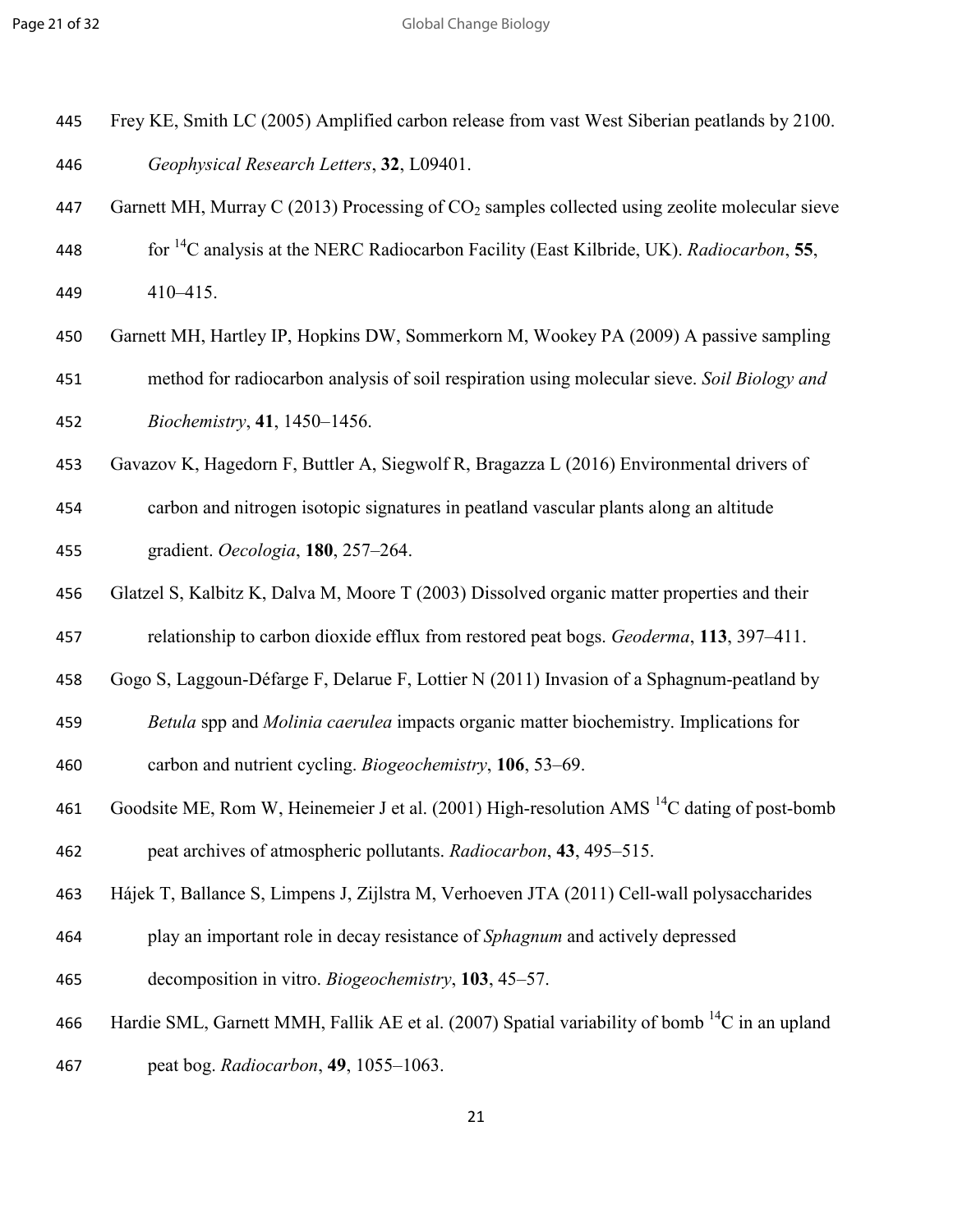Frey KE, Smith LC (2005) Amplified carbon release from vast West Siberian peatlands by 2100. *Geophysical Research Letters*, **32**, L09401.

Garnett MH, Murray C (2013) Processing of $CO_2$ samples collected using zeolite molecular sieve for $^{14}C$ analysis at the NERC Radiocarbon Facility (East Kilbride, UK). *Radiocarbon*, **55**, 410–415.

Garnett MH, Hartley IP, Hopkins DW, Sommerkorn M, Wookey PA (2009) A passive sampling method for radiocarbon analysis of soil respiration using molecular sieve. *Soil Biology and Biochemistry*, **41**, 1450–1456.

Gavazov K, Hagedorn F, Buttler A, Siegwolf R, Bragazza L (2016) Environmental drivers of carbon and nitrogen isotopic signatures in peatland vascular plants along an altitude gradient. *Oecologia*, **180**, 257–264.

Glatzel S, Kalbitz K, Dalva M, Moore T (2003) Dissolved organic matter properties and their relationship to carbon dioxide efflux from restored peat bogs. *Geoderma*, **113**, 397–411.

Gogo S, Laggoun-Défarge F, Delarue F, Lottier N (2011) Invasion of a Sphagnum-peatland by *Betula* spp and *Molinia caerulea* impacts organic matter biochemistry. Implications for carbon and nutrient cycling. *Biogeochemistry*, **106**, 53–69.

Goodsite ME, Rom W, Heinemeier J et al. (2001) High-resolution AMS $^{14}C$ dating of post-bomb peat archives of atmospheric pollutants. *Radiocarbon*, **43**, 495–515.

Hájek T, Ballance S, Limpens J, Zijlstra M, Verhoeven JTA (2011) Cell-wall polysaccharides play an important role in decay resistance of *Sphagnum* and actively depressed decomposition in vitro. *Biogeochemistry*, **103**, 45–57.

Hardie SML, Garnett MMH, Fallik AE et al. (2007) Spatial variability of bomb $^{14}C$ in an upland peat bog. *Radiocarbon*, **49**, 1055–1063.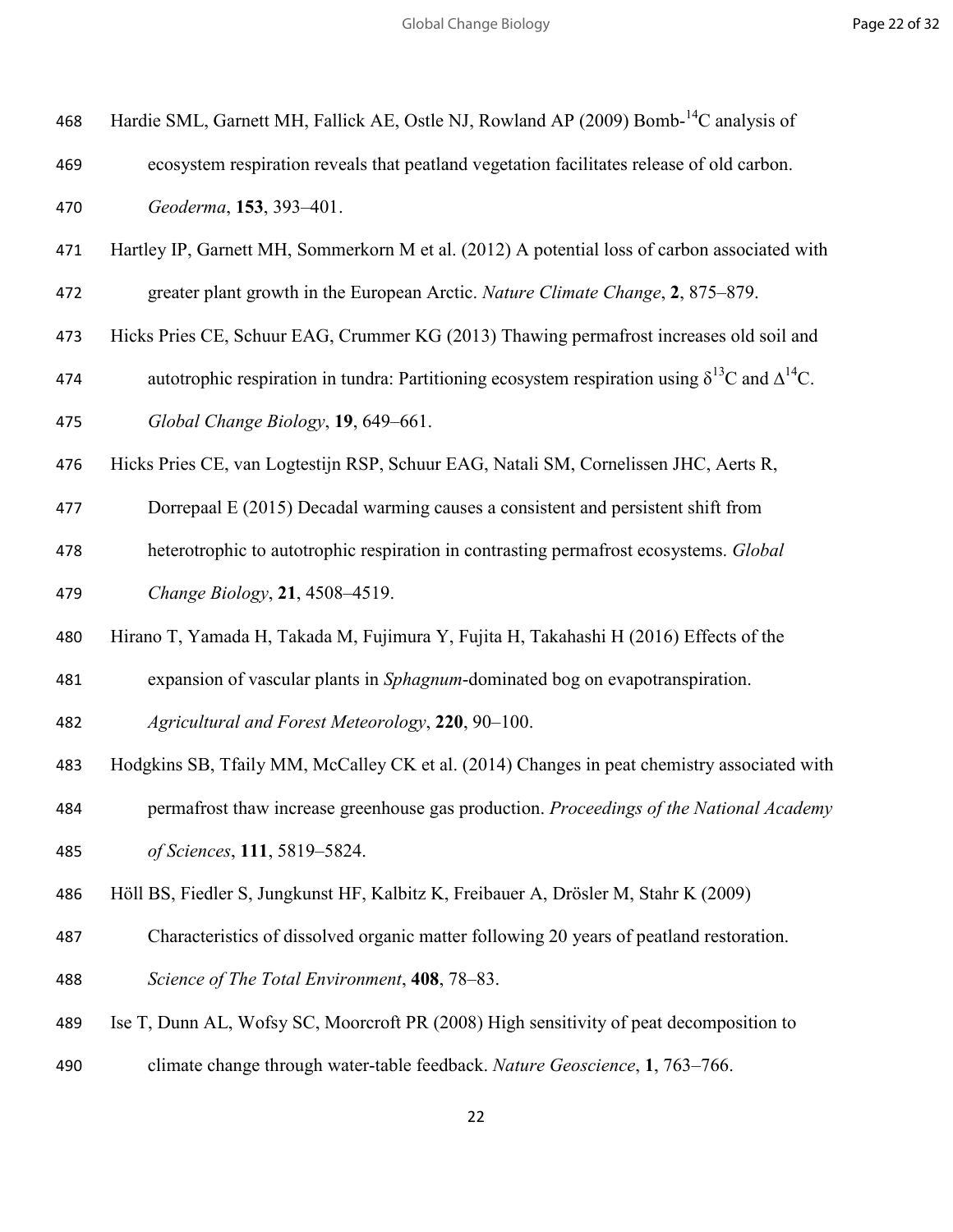Hardie SML, Garnett MH, Fallick AE, Ostle NJ, Rowland AP (2009) Bomb-$^{14}$C analysis of ecosystem respiration reveals that peatland vegetation facilitates release of old carbon. *Geoderma*, **153**, 393–401.

Hartley IP, Garnett MH, Sommerkorn M et al. (2012) A potential loss of carbon associated with greater plant growth in the European Arctic. *Nature Climate Change*, **2**, 875–879.

Hicks Pries CE, Schuur EAG, Crummer KG (2013) Thawing permafrost increases old soil and autotrophic respiration in tundra: Partitioning ecosystem respiration using $\delta^{13}$C and $\Delta^{14}$C. *Global Change Biology*, **19**, 649–661.

Hicks Pries CE, van Logtestijn RSP, Schuur EAG, Natali SM, Cornelissen JHC, Aerts R, Dorrepaal E (2015) Decadal warming causes a consistent and persistent shift from heterotrophic to autotrophic respiration in contrasting permafrost ecosystems. *Global Change Biology*, **21**, 4508–4519.

Hirano T, Yamada H, Takada M, Fujimura Y, Fujita H, Takahashi H (2016) Effects of the expansion of vascular plants in *Sphagnum*-dominated bog on evapotranspiration. *Agricultural and Forest Meteorology*, **220**, 90–100.

Hodgkins SB, Tfaily MM, McCalley CK et al. (2014) Changes in peat chemistry associated with permafrost thaw increase greenhouse gas production. *Proceedings of the National Academy of Sciences*, **111**, 5819–5824.

Höll BS, Fiedler S, Jungkunst HF, Kalbitz K, Freibauer A, Drösler M, Stahr K (2009) Characteristics of dissolved organic matter following 20 years of peatland restoration. *Science of The Total Environment*, **408**, 78–83.

Ise T, Dunn AL, Wofsy SC, Moorcroft PR (2008) High sensitivity of peat decomposition to climate change through water-table feedback. *Nature Geoscience*, **1**, 763–766.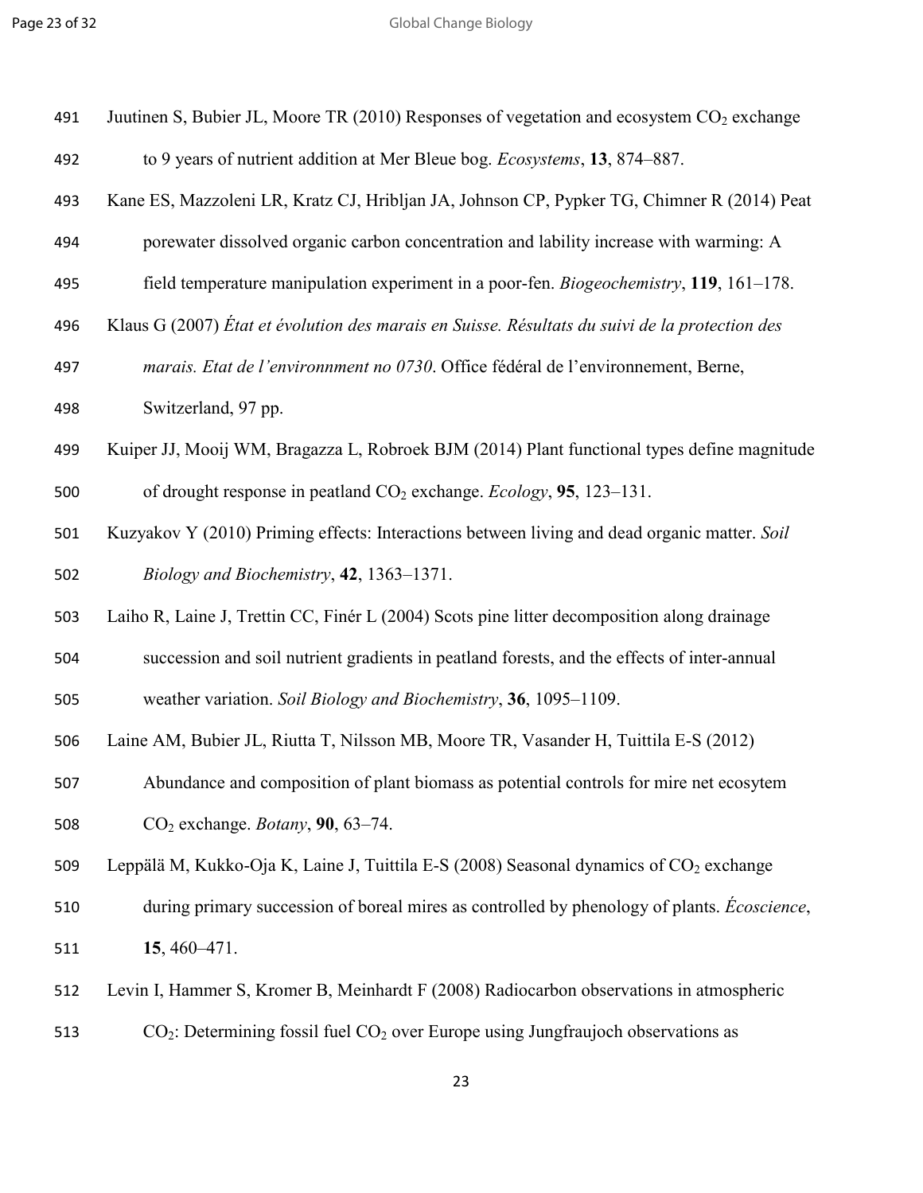Juutinen S, Bubier JL, Moore TR (2010) Responses of vegetation and ecosystem $CO_2$ exchange to 9 years of nutrient addition at Mer Bleue bog. *Ecosystems*, **13**, 874–887.

Kane ES, Mazzoleni LR, Kratz CJ, Hribljan JA, Johnson CP, Pypker TG, Chimner R (2014) Peat porewater dissolved organic carbon concentration and lability increase with warming: A field temperature manipulation experiment in a poor-fen. *Biogeochemistry*, **119**, 161–178.

Klaus G (2007) *État et évolution des marais en Suisse. Résultats du suivi de la protection des marais. Etat de l'environnment no 0730*. Office fédéral de l'environnement, Berne, Switzerland, 97 pp.

Kuiper JJ, Mooij WM, Bragazza L, Robroek BJM (2014) Plant functional types define magnitude of drought response in peatland $CO_2$ exchange. *Ecology*, **95**, 123–131.

Kuzyakov Y (2010) Priming effects: Interactions between living and dead organic matter. *Soil Biology and Biochemistry*, **42**, 1363–1371.

Laiho R, Laine J, Trettin CC, Finér L (2004) Scots pine litter decomposition along drainage succession and soil nutrient gradients in peatland forests, and the effects of inter-annual weather variation. *Soil Biology and Biochemistry*, **36**, 1095–1109.

Laine AM, Bubier JL, Riutta T, Nilsson MB, Moore TR, Vasander H, Tuittila E-S (2012) Abundance and composition of plant biomass as potential controls for mire net ecosytem $CO_2$ exchange. *Botany*, **90**, 63–74.

Leppälä M, Kukko-Oja K, Laine J, Tuittila E-S (2008) Seasonal dynamics of $CO_2$ exchange during primary succession of boreal mires as controlled by phenology of plants. *Écoscience*, **15**, 460–471.

Levin I, Hammer S, Kromer B, Meinhardt F (2008) Radiocarbon observations in atmospheric $CO_2$: Determining fossil fuel $CO_2$ over Europe using Jungfraujoch observations as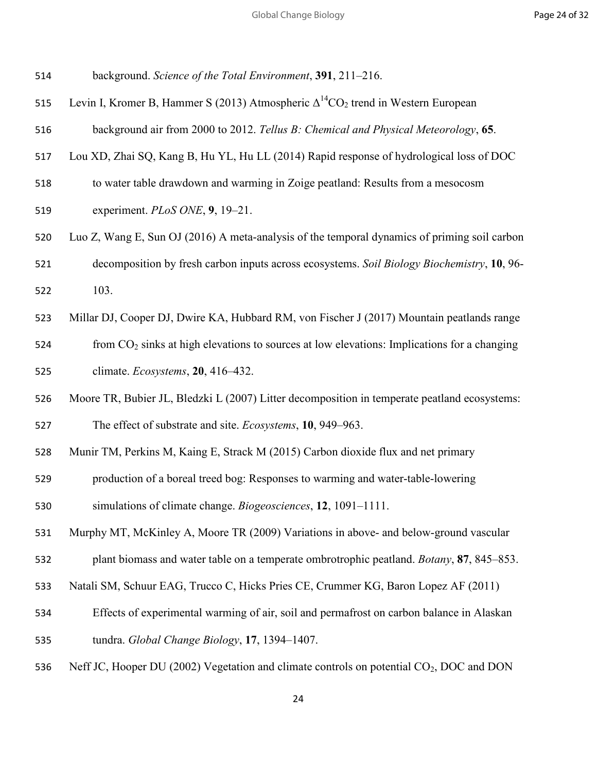background. *Science of the Total Environment*, **391**, 211–216.

Levin I, Kromer B, Hammer S (2013) Atmospheric $\Delta^{14}CO_2$ trend in Western European background air from 2000 to 2012. *Tellus B: Chemical and Physical Meteorology*, **65**.

Lou XD, Zhai SQ, Kang B, Hu YL, Hu LL (2014) Rapid response of hydrological loss of DOC to water table drawdown and warming in Zoige peatland: Results from a mesocosm experiment. *PLoS ONE*, **9**, 19–21.

Luo Z, Wang E, Sun OJ (2016) A meta-analysis of the temporal dynamics of priming soil carbon decomposition by fresh carbon inputs across ecosystems. *Soil Biology Biochemistry*, **10**, 96-103.

Millar DJ, Cooper DJ, Dwire KA, Hubbard RM, von Fischer J (2017) Mountain peatlands range from $CO_2$ sinks at high elevations to sources at low elevations: Implications for a changing climate. *Ecosystems*, **20**, 416–432.

Moore TR, Bubier JL, Bledzki L (2007) Litter decomposition in temperate peatland ecosystems: The effect of substrate and site. *Ecosystems*, **10**, 949–963.

Munir TM, Perkins M, Kaing E, Strack M (2015) Carbon dioxide flux and net primary production of a boreal treed bog: Responses to warming and water-table-lowering simulations of climate change. *Biogeosciences*, **12**, 1091–1111.

Murphy MT, McKinley A, Moore TR (2009) Variations in above- and below-ground vascular plant biomass and water table on a temperate ombrotrophic peatland. *Botany*, **87**, 845–853.

Natali SM, Schuur EAG, Trucco C, Hicks Pries CE, Crummer KG, Baron Lopez AF (2011) Effects of experimental warming of air, soil and permafrost on carbon balance in Alaskan tundra. *Global Change Biology*, **17**, 1394–1407.

Neff JC, Hooper DU (2002) Vegetation and climate controls on potential $CO_2$, DOC and DON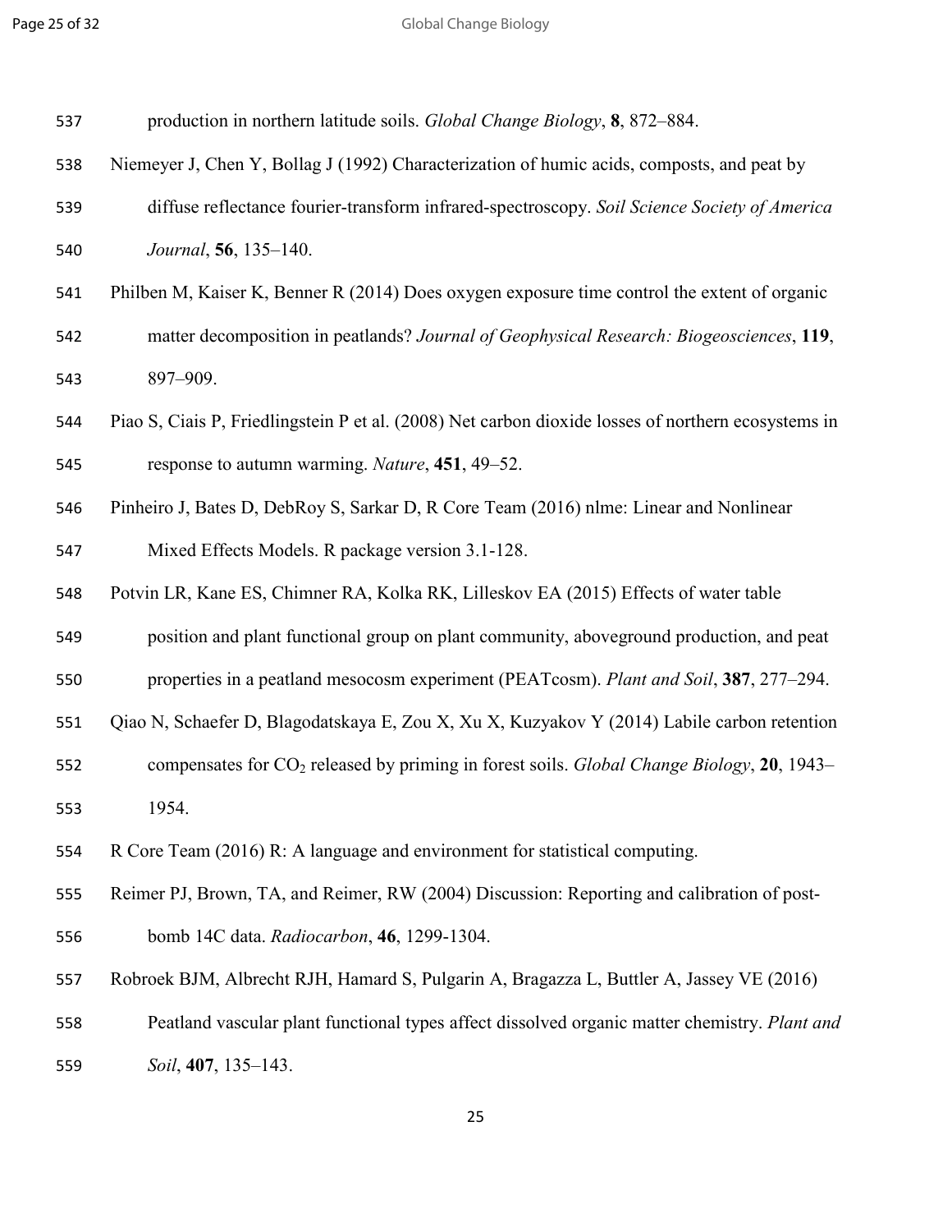production in northern latitude soils. *Global Change Biology*, **8**, 872–884.

Niemeyer J, Chen Y, Bollag J (1992) Characterization of humic acids, composts, and peat by diffuse reflectance fourier-transform infrared-spectroscopy. *Soil Science Society of America Journal*, **56**, 135–140.

Philben M, Kaiser K, Benner R (2014) Does oxygen exposure time control the extent of organic matter decomposition in peatlands? *Journal of Geophysical Research: Biogeosciences*, **119**, 897–909.

Piao S, Ciais P, Friedlingstein P et al. (2008) Net carbon dioxide losses of northern ecosystems in response to autumn warming. *Nature*, **451**, 49–52.

Pinheiro J, Bates D, DebRoy S, Sarkar D, R Core Team (2016) nlme: Linear and Nonlinear Mixed Effects Models. R package version 3.1-128.

Potvin LR, Kane ES, Chimner RA, Kolka RK, Lilleskov EA (2015) Effects of water table position and plant functional group on plant community, aboveground production, and peat properties in a peatland mesocosm experiment (PEATcosm). *Plant and Soil*, **387**, 277–294.

Qiao N, Schaefer D, Blagodatskaya E, Zou X, Xu X, Kuzyakov Y (2014) Labile carbon retention compensates for $CO_2$ released by priming in forest soils. *Global Change Biology*, **20**, 1943–1954.

R Core Team (2016) R: A language and environment for statistical computing.

Reimer PJ, Brown, TA, and Reimer, RW (2004) Discussion: Reporting and calibration of post-bomb 14C data. *Radiocarbon*, **46**, 1299-1304.

Robroek BJM, Albrecht RJH, Hamard S, Pulgarin A, Bragazza L, Buttler A, Jassey VE (2016) Peatland vascular plant functional types affect dissolved organic matter chemistry. *Plant and Soil*, **407**, 135–143.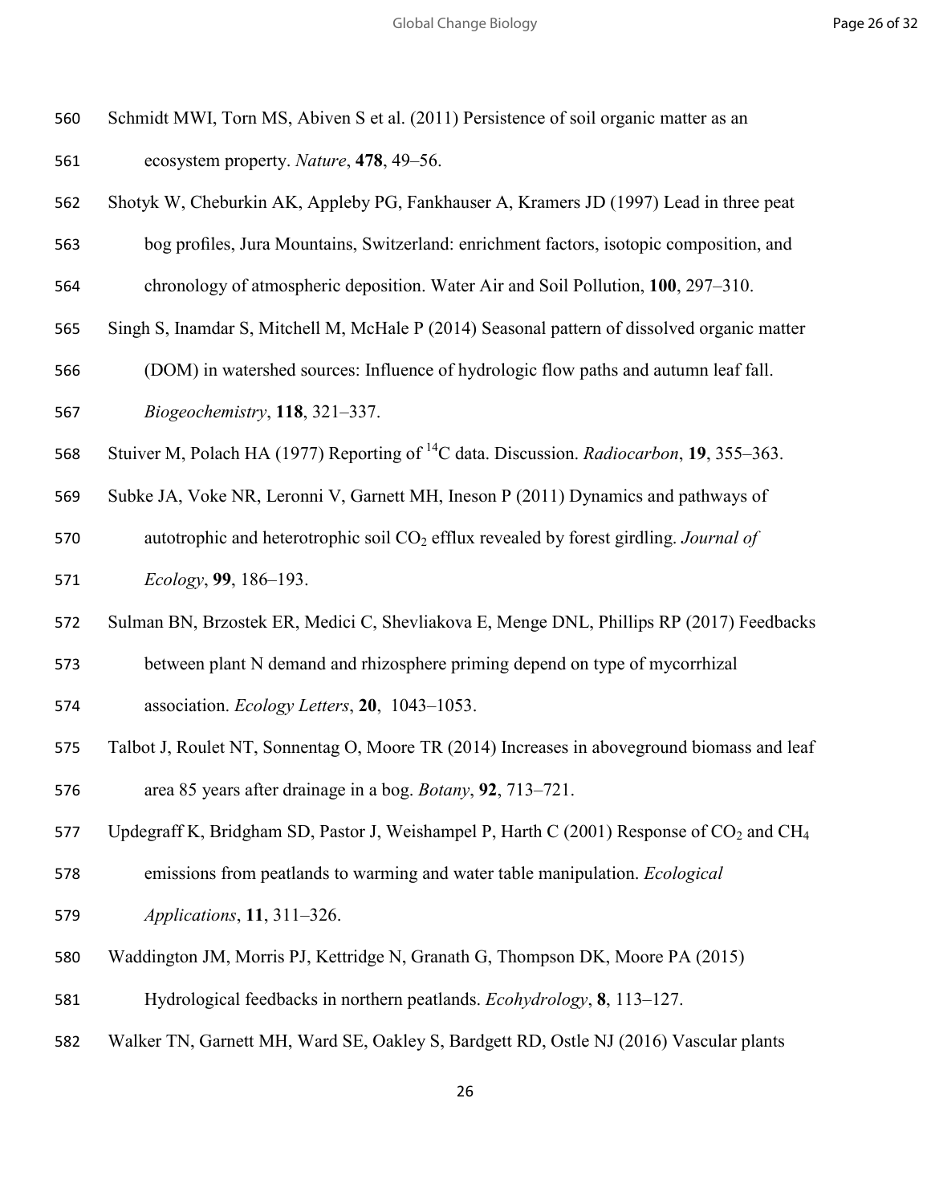Schmidt MWI, Torn MS, Abiven S et al. (2011) Persistence of soil organic matter as an ecosystem property. *Nature*, **478**, 49–56.

Shotyk W, Cheburkin AK, Appleby PG, Fankhauser A, Kramers JD (1997) Lead in three peat bog profiles, Jura Mountains, Switzerland: enrichment factors, isotopic composition, and chronology of atmospheric deposition. Water Air and Soil Pollution, **100**, 297–310.

Singh S, Inamdar S, Mitchell M, McHale P (2014) Seasonal pattern of dissolved organic matter (DOM) in watershed sources: Influence of hydrologic flow paths and autumn leaf fall. *Biogeochemistry*, **118**, 321–337.

Stuiver M, Polach HA (1977) Reporting of $^{14}C$ data. Discussion. *Radiocarbon*, **19**, 355–363.

Subke JA, Voke NR, Leronni V, Garnett MH, Ineson P (2011) Dynamics and pathways of autotrophic and heterotrophic soil $CO_2$ efflux revealed by forest girdling. *Journal of Ecology*, **99**, 186–193.

Sulman BN, Brzostek ER, Medici C, Shevliakova E, Menge DNL, Phillips RP (2017) Feedbacks between plant N demand and rhizosphere priming depend on type of mycorrhizal association. *Ecology Letters*, **20**, 1043–1053.

Talbot J, Roulet NT, Sonnentag O, Moore TR (2014) Increases in aboveground biomass and leaf area 85 years after drainage in a bog. *Botany*, **92**, 713–721.

Updegraff K, Bridgham SD, Pastor J, Weishampel P, Harth C (2001) Response of $CO_2$ and $CH_4$ emissions from peatlands to warming and water table manipulation. *Ecological Applications*, **11**, 311–326.

Waddington JM, Morris PJ, Kettridge N, Granath G, Thompson DK, Moore PA (2015) Hydrological feedbacks in northern peatlands. *Ecohydrology*, **8**, 113–127.

Walker TN, Garnett MH, Ward SE, Oakley S, Bardgett RD, Ostle NJ (2016) Vascular plants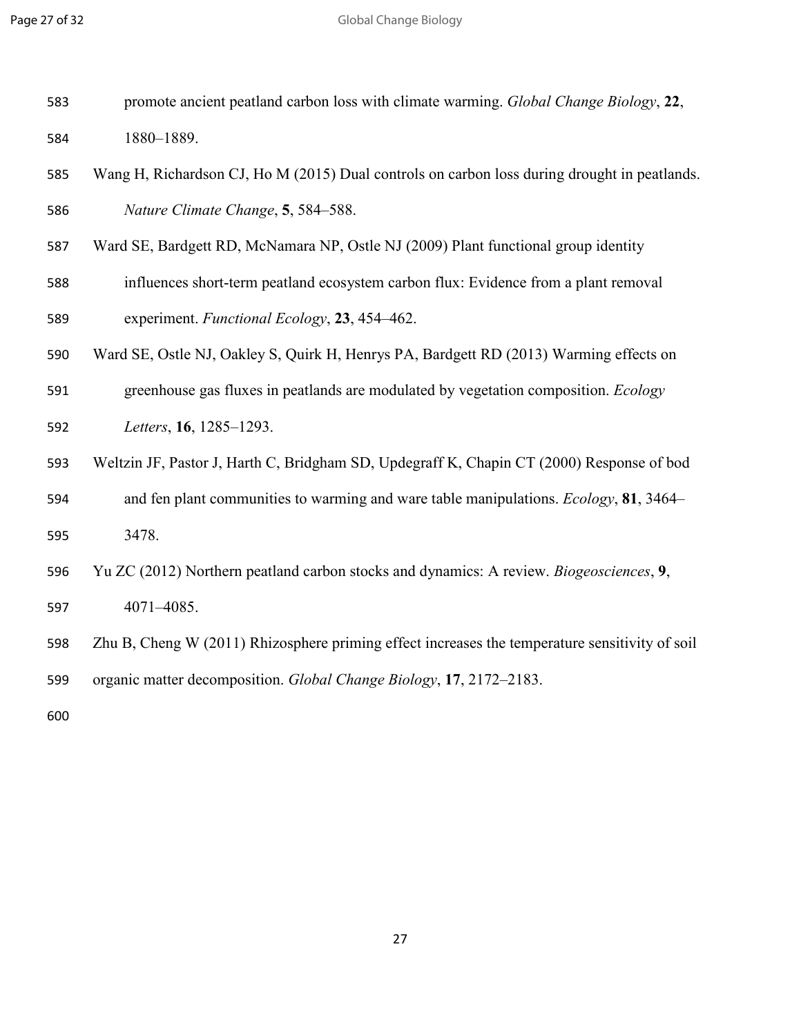promote ancient peatland carbon loss with climate warming. *Global Change Biology*, **22**, 1880–1889.

Wang H, Richardson CJ, Ho M (2015) Dual controls on carbon loss during drought in peatlands. *Nature Climate Change*, **5**, 584–588.

Ward SE, Bardgett RD, McNamara NP, Ostle NJ (2009) Plant functional group identity influences short-term peatland ecosystem carbon flux: Evidence from a plant removal experiment. *Functional Ecology*, **23**, 454–462.

Ward SE, Ostle NJ, Oakley S, Quirk H, Henrys PA, Bardgett RD (2013) Warming effects on greenhouse gas fluxes in peatlands are modulated by vegetation composition. *Ecology Letters*, **16**, 1285–1293.

Weltzin JF, Pastor J, Harth C, Bridgham SD, Updegraff K, Chapin CT (2000) Response of bod and fen plant communities to warming and ware table manipulations. *Ecology*, **81**, 3464–3478.

Yu ZC (2012) Northern peatland carbon stocks and dynamics: A review. *Biogeosciences*, **9**, 4071–4085.

Zhu B, Cheng W (2011) Rhizosphere priming effect increases the temperature sensitivity of soil organic matter decomposition. *Global Change Biology*, **17**, 2172–2183.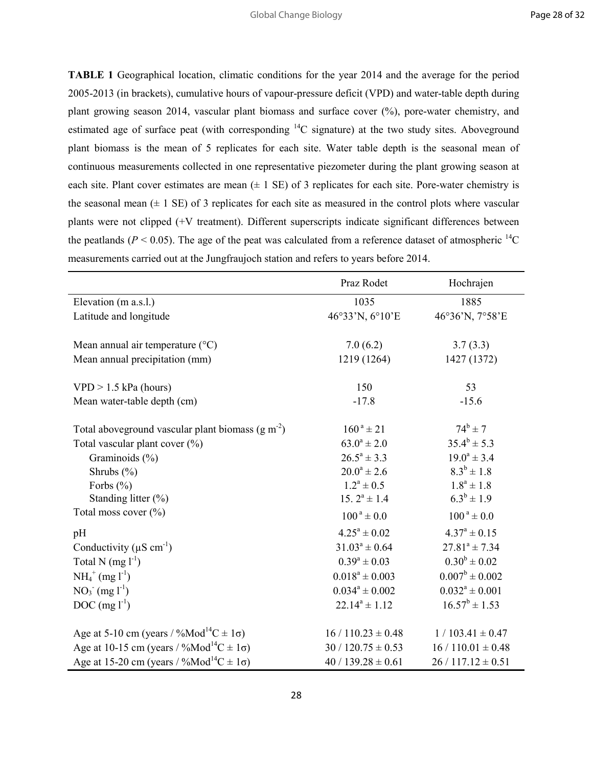**TABLE 1** Geographical location, climatic conditions for the year 2014 and the average for the period 2005-2013 (in brackets), cumulative hours of vapour-pressure deficit (VPD) and water-table depth during plant growing season 2014, vascular plant biomass and surface cover (%), pore-water chemistry, and estimated age of surface peat (with corresponding $^{14}C$ signature) at the two study sites. Aboveground plant biomass is the mean of 5 replicates for each site. Water table depth is the seasonal mean of continuous measurements collected in one representative piezometer during the plant growing season at each site. Plant cover estimates are mean (± 1 SE) of 3 replicates for each site. Pore-water chemistry is the seasonal mean (± 1 SE) of 3 replicates for each site as measured in the control plots where vascular plants were not clipped (+V treatment). Different superscripts indicate significant differences between the peatlands ($P < 0.05$). The age of the peat was calculated from a reference dataset of atmospheric $^{14}C$ measurements carried out at the Jungfraujoch station and refers to years before 2014.

| | Praz Rodet | Hochrajen |
|---|---|---|
| Elevation (m a.s.l.) | 1035 | 1885 |
| Latitude and longitude | 46°33'N, 6°10'E | 46°36'N, 7°58'E |
| Mean annual air temperature (°C) | 7.0 (6.2) | 3.7 (3.3) |
| Mean annual precipitation (mm) | 1219 (1264) | 1427 (1372) |
| VPD > 1.5 kPa (hours) | 150 | 53 |
| Mean water-table depth (cm) | -17.8 | -15.6 |
| Total aboveground vascular plant biomass (g $m^{-2}$) | $160^{a} \pm 21$ | $74^{b} \pm 7$ |
| Total vascular plant cover (%) | $63.0^{a} \pm 2.0$ | $35.4^{b} \pm 5.3$ |
| Graminoids (%) | $26.5^{a} \pm 3.3$ | $19.0^{a} \pm 3.4$ |
| Shrubs (%) | $20.0^{a} \pm 2.6$ | $8.3^{b} \pm 1.8$ |
| Forbs (%) | $1.2^{a} \pm 0.5$ | $1.8^{a} \pm 1.8$ |
| Standing litter (%) | $15.2^{a} \pm 1.4$ | $6.3^{b} \pm 1.9$ |
| Total moss cover (%) | $100^{a} \pm 0.0$ | $100^{a} \pm 0.0$ |
| pH | $4.25^{a} \pm 0.02$ | $4.37^{a} \pm 0.15$ |
| Conductivity (μS $cm^{-1}$) | $31.03^{a} \pm 0.64$ | $27.81^{a} \pm 7.34$ |
| Total N (mg $l^{-1}$) | $0.39^{a} \pm 0.03$ | $0.30^{b} \pm 0.02$ |
| $NH_4^+$ (mg $l^{-1}$) | $0.018^{a} \pm 0.003$ | $0.007^{b} \pm 0.002$ |
| $NO_3^-$ (mg $l^{-1}$) | $0.034^{a} \pm 0.002$ | $0.032^{a} \pm 0.001$ |
| DOC (mg $l^{-1}$) | $22.14^{a} \pm 1.12$ | $16.57^{b} \pm 1.53$ |
| Age at 5-10 cm (years / %Mod$^{14}$C ± 1σ) | 16 / 110.23 ± 0.48 | 1 / 103.41 ± 0.47 |
| Age at 10-15 cm (years / %Mod$^{14}$C ± 1σ) | 30 / 120.75 ± 0.53 | 16 / 110.01 ± 0.48 |
| Age at 15-20 cm (years / %Mod$^{14}$C ± 1σ) | 40 / 139.28 ± 0.61 | 26 / 117.12 ± 0.51 |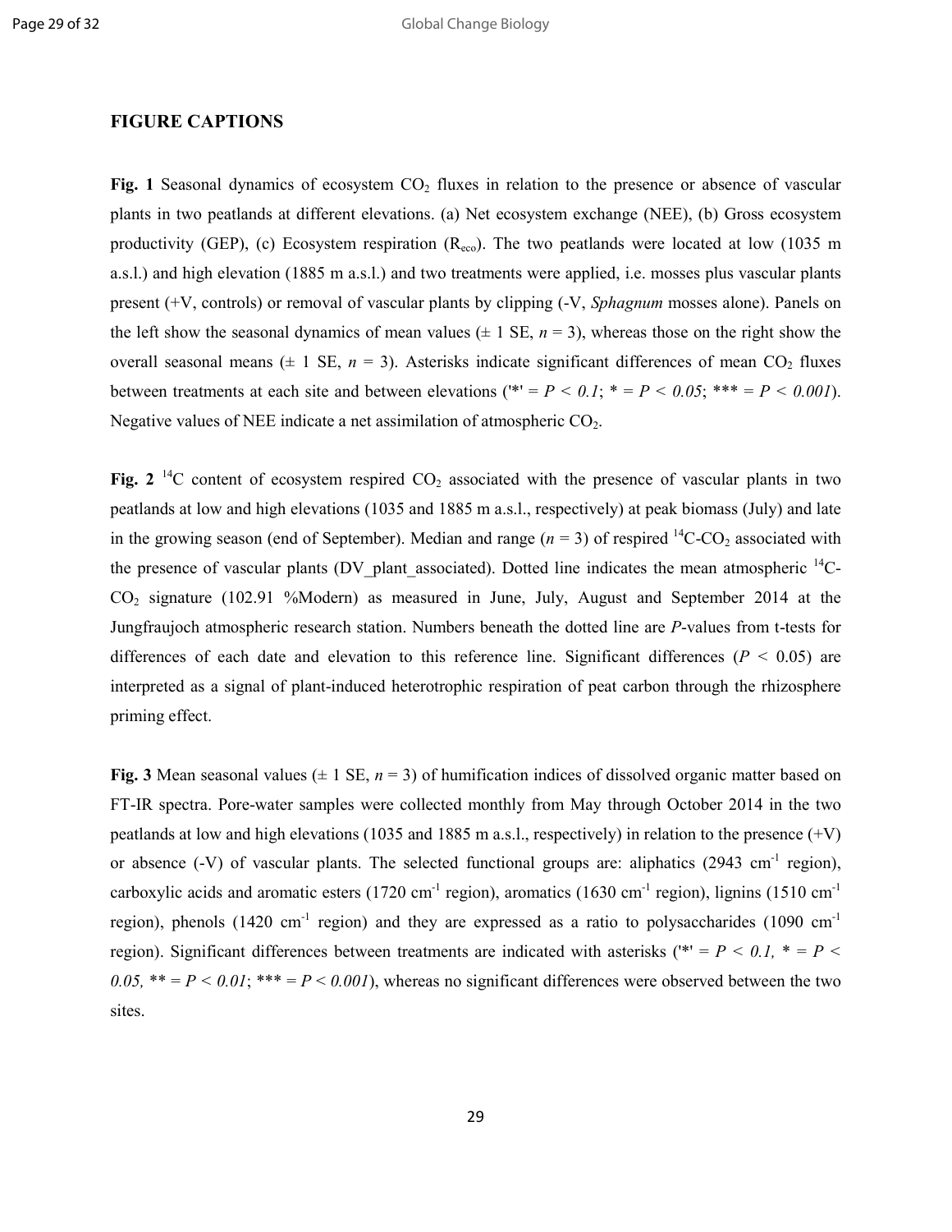## FIGURE CAPTIONS

**Fig. 1** Seasonal dynamics of ecosystem $CO_2$ fluxes in relation to the presence or absence of vascular plants in two peatlands at different elevations. (a) Net ecosystem exchange (NEE), (b) Gross ecosystem productivity (GEP), (c) Ecosystem respiration ($R_{eco}$). The two peatlands were located at low (1035 m a.s.l.) and high elevation (1885 m a.s.l.) and two treatments were applied, i.e. mosses plus vascular plants present (+V, controls) or removal of vascular plants by clipping (-V, *Sphagnum* mosses alone). Panels on the left show the seasonal dynamics of mean values (± 1 SE, $n = 3$), whereas those on the right show the overall seasonal means (± 1 SE, $n = 3$). Asterisks indicate significant differences of mean $CO_2$ fluxes between treatments at each site and between elevations ('*' = $P < 0.1$; * = $P < 0.05$; *** = $P < 0.001$). Negative values of NEE indicate a net assimilation of atmospheric $CO_2$.

**Fig. 2** $^{14}C$ content of ecosystem respired $CO_2$ associated with the presence of vascular plants in two peatlands at low and high elevations (1035 and 1885 m a.s.l., respectively) at peak biomass (July) and late in the growing season (end of September). Median and range ($n = 3$) of respired $^{14}C$-$CO_2$ associated with the presence of vascular plants (DV_plant_associated). Dotted line indicates the mean atmospheric $^{14}C$-$CO_2$ signature (102.91 %Modern) as measured in June, July, August and September 2014 at the Jungfraujoch atmospheric research station. Numbers beneath the dotted line are *P*-values from t-tests for differences of each date and elevation to this reference line. Significant differences ($P < 0.05$) are interpreted as a signal of plant-induced heterotrophic respiration of peat carbon through the rhizosphere priming effect.

**Fig. 3** Mean seasonal values (± 1 SE, $n = 3$) of humification indices of dissolved organic matter based on FT-IR spectra. Pore-water samples were collected monthly from May through October 2014 in the two peatlands at low and high elevations (1035 and 1885 m a.s.l., respectively) in relation to the presence (+V) or absence (-V) of vascular plants. The selected functional groups are: aliphatics (2943 $cm^{-1}$ region), carboxylic acids and aromatic esters (1720 $cm^{-1}$ region), aromatics (1630 $cm^{-1}$ region), lignins (1510 $cm^{-1}$ region), phenols (1420 $cm^{-1}$ region) and they are expressed as a ratio to polysaccharides (1090 $cm^{-1}$ region). Significant differences between treatments are indicated with asterisks ('*' = $P < 0.1$, * = $P < 0.05$, ** = $P < 0.01$; *** = $P < 0.001$), whereas no significant differences were observed between the two sites.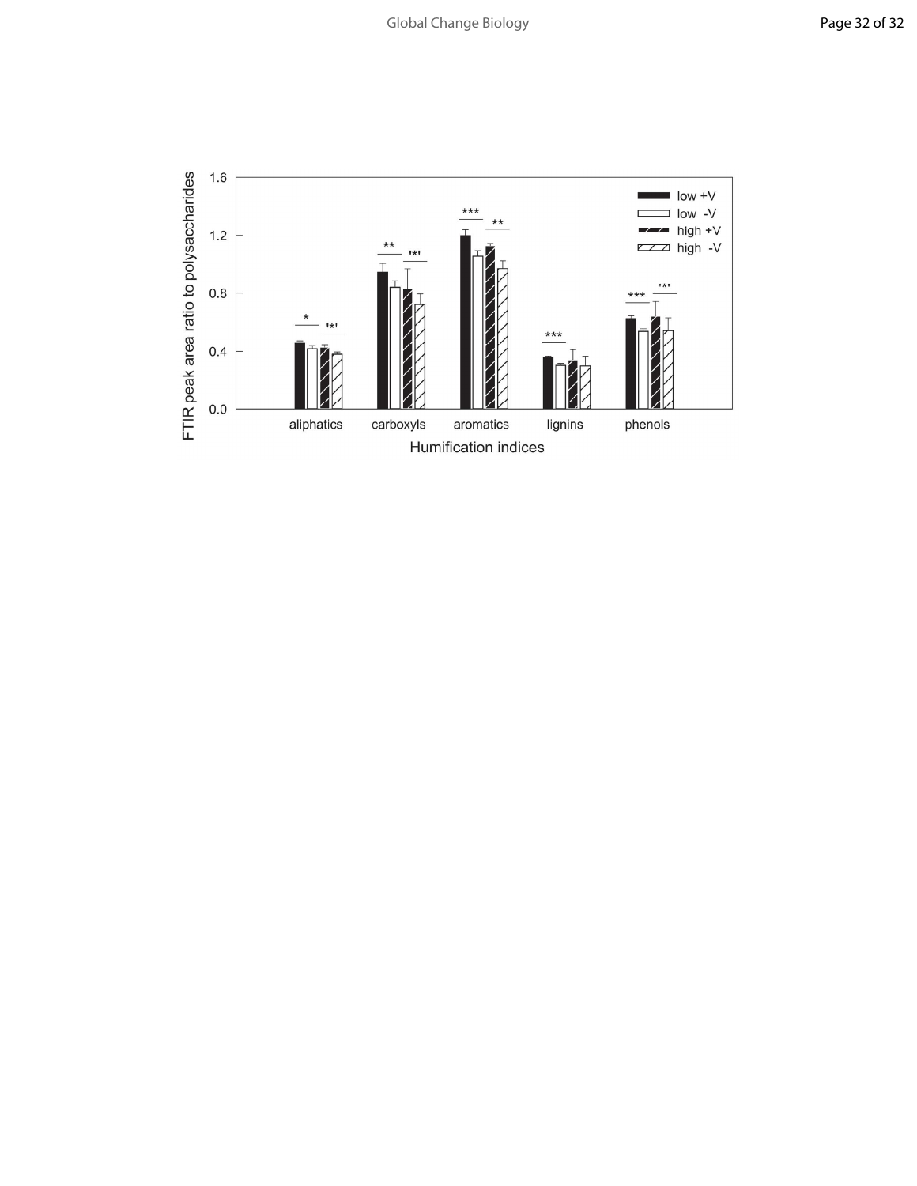1.6

1.2

0.8

0.4

0.0

FTIR peak area ratio to polysaccharides

low +V

low -V

high +V

high -V

*

'*'

**

'*'

***

**

***

***

'*'

aliphatics

carboxyls

aromatics

lignins

phenols

Humification indices